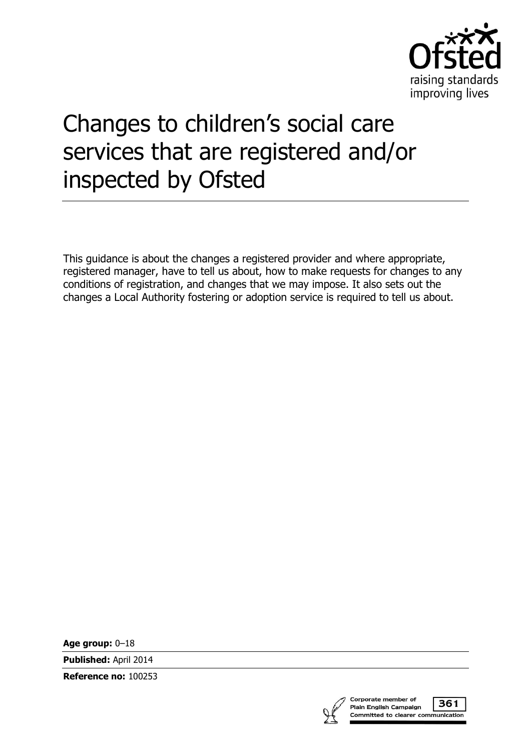# Changes to children's social care services that are registered and/or inspected by Ofsted

This guidance is about the changes a registered provider and where appropriate, registered manager, have to tell us about, how to make requests for changes to any conditions of registration, and changes that we may impose. It also sets out the changes a Local Authority fostering or adoption service is required to tell us about.

**Age group:** 0–18

**Published:** April 2014

**Reference no:** 100253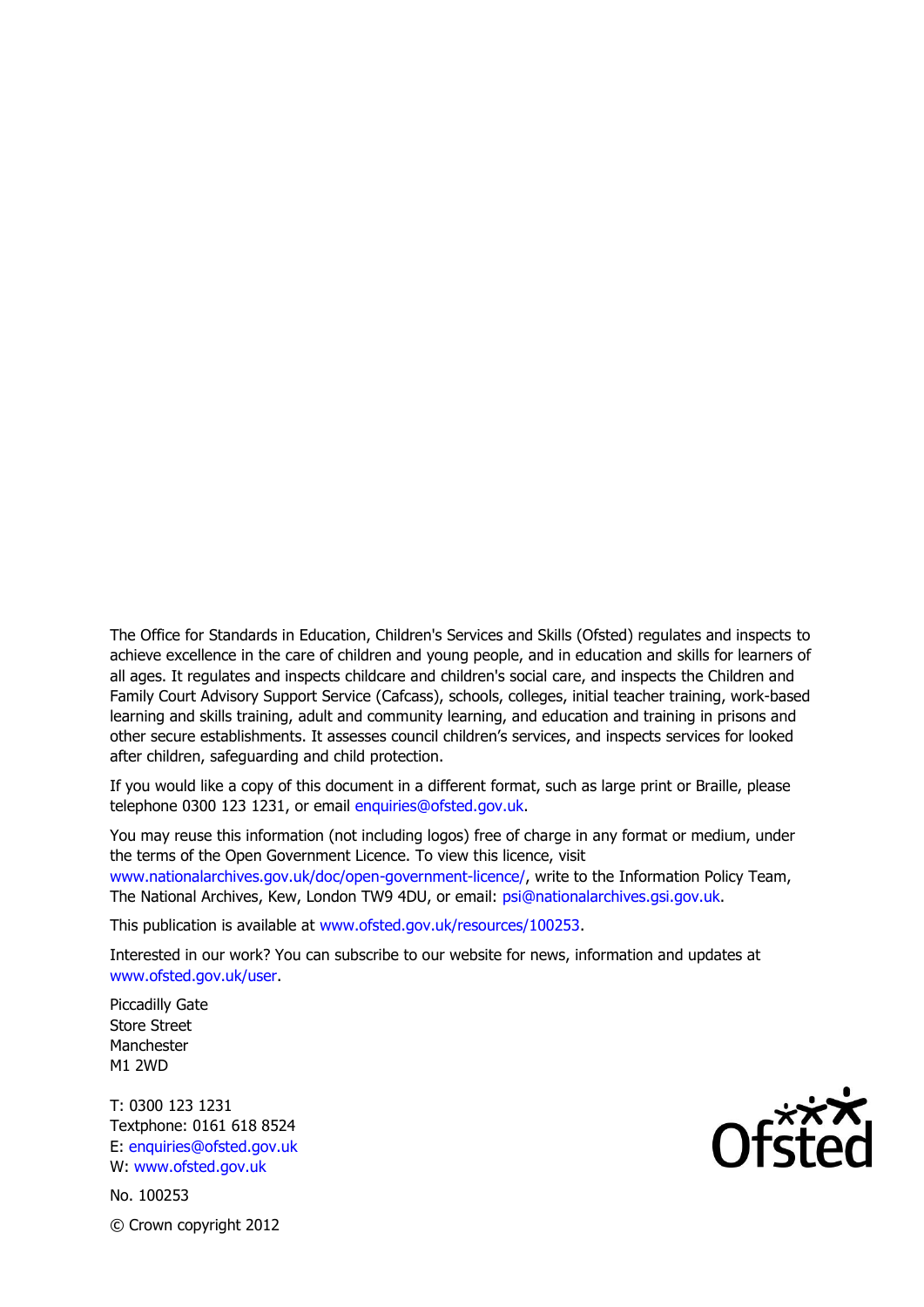The Office for Standards in Education, Children's Services and Skills (Ofsted) regulates and inspects to achieve excellence in the care of children and young people, and in education and skills for learners of all ages. It regulates and inspects childcare and children's social care, and inspects the Children and Family Court Advisory Support Service (Cafcass), schools, colleges, initial teacher training, work-based learning and skills training, adult and community learning, and education and training in prisons and other secure establishments. It assesses council children's services, and inspects services for looked after children, safeguarding and child protection.

If you would like a copy of this document in a different format, such as large print or Braille, please telephone 0300 123 1231, or email enquiries@ofsted.gov.uk.

You may reuse this information (not including logos) free of charge in any format or medium, under the terms of the Open Government Licence. To view this licence, visit www.nationalarchives.gov.uk/doc/open-government-licence/, write to the Information Policy Team, The National Archives, Kew, London TW9 4DU, or email: psi@nationalarchives.gsi.gov.uk.

This publication is available at www.ofsted.gov.uk/resources/100253.

Interested in our work? You can subscribe to our website for news, information and updates at www.ofsted.gov.uk/user.

Piccadilly Gate
Store Street
Manchester
M1 2WD

T: 0300 123 1231
Textphone: 0161 618 8524
E: enquiries@ofsted.gov.uk
W: www.ofsted.gov.uk

No. 100253

© Crown copyright 2012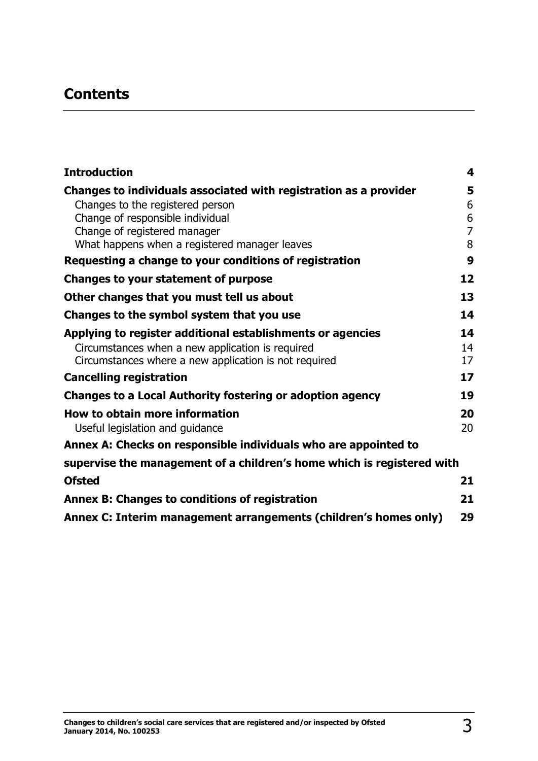# Contents

| | |
|---|---|
| **Introduction** | **4** |
| **Changes to individuals associated with registration as a provider** | **5** |
| Changes to the registered person | 6 |
| Change of responsible individual | 6 |
| Change of registered manager | 7 |
| What happens when a registered manager leaves | 8 |
| **Requesting a change to your conditions of registration** | **9** |
| **Changes to your statement of purpose** | **12** |
| **Other changes that you must tell us about** | **13** |
| **Changes to the symbol system that you use** | **14** |
| **Applying to register additional establishments or agencies** | **14** |
| Circumstances when a new application is required | 14 |
| Circumstances where a new application is not required | 17 |
| **Cancelling registration** | **17** |
| **Changes to a Local Authority fostering or adoption agency** | **19** |
| **How to obtain more information** | **20** |
| Useful legislation and guidance | 20 |
| **Annex A: Checks on responsible individuals who are appointed to supervise the management of a children's home which is registered with Ofsted** | **21** |
| **Annex B: Changes to conditions of registration** | **21** |
| **Annex C: Interim management arrangements (children's homes only)** | **29** |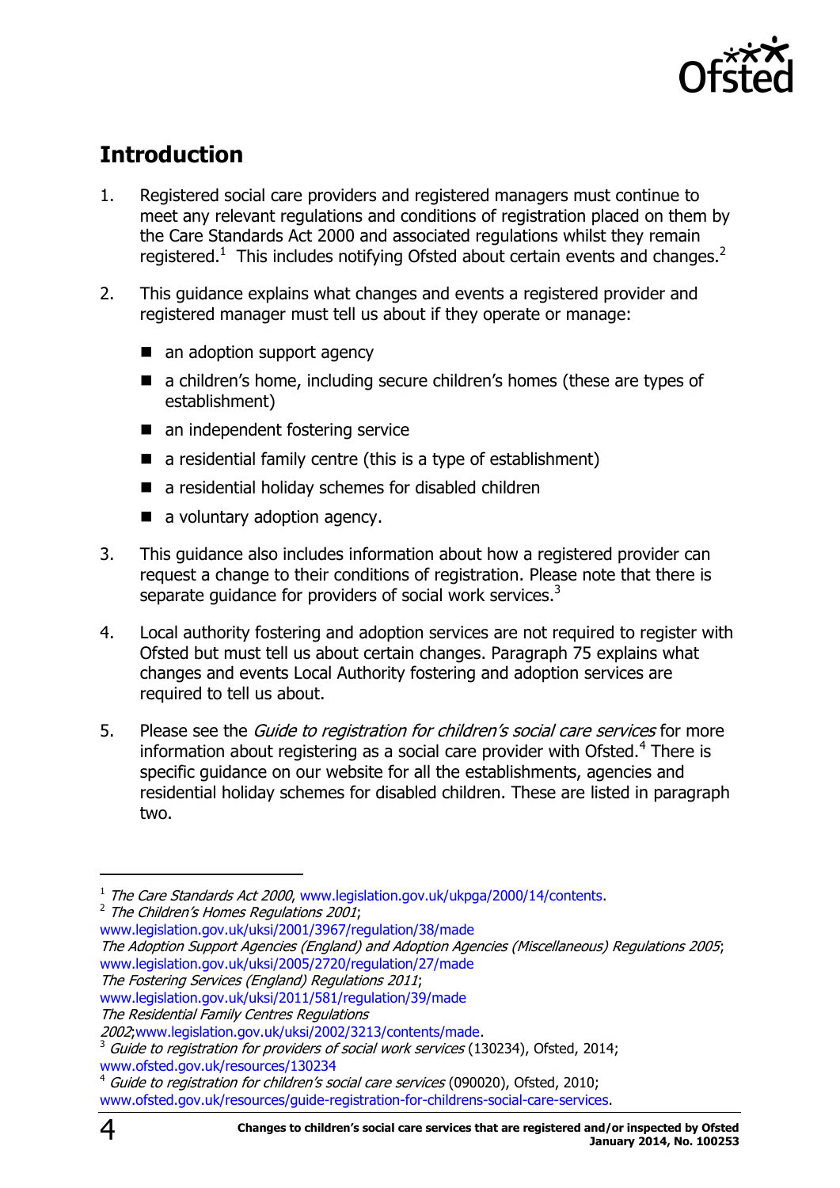## Introduction

1. Registered social care providers and registered managers must continue to meet any relevant regulations and conditions of registration placed on them by the Care Standards Act 2000 and associated regulations whilst they remain registered.[1] This includes notifying Ofsted about certain events and changes.[2]

2. This guidance explains what changes and events a registered provider and registered manager must tell us about if they operate or manage:

   - an adoption support agency
   - a children's home, including secure children's homes (these are types of establishment)
   - an independent fostering service
   - a residential family centre (this is a type of establishment)
   - a residential holiday schemes for disabled children
   - a voluntary adoption agency.

3. This guidance also includes information about how a registered provider can request a change to their conditions of registration. Please note that there is separate guidance for providers of social work services.[3]

4. Local authority fostering and adoption services are not required to register with Ofsted but must tell us about certain changes. Paragraph 75 explains what changes and events Local Authority fostering and adoption services are required to tell us about.

5. Please see the *Guide to registration for children's social care services* for more information about registering as a social care provider with Ofsted.[4] There is specific guidance on our website for all the establishments, agencies and residential holiday schemes for disabled children. These are listed in paragraph two.

---

[1] *The Care Standards Act 2000*, www.legislation.gov.uk/ukpga/2000/14/contents.

[2] *The Children's Homes Regulations 2001*; www.legislation.gov.uk/uksi/2001/3967/regulation/38/made
*The Adoption Support Agencies (England) and Adoption Agencies (Miscellaneous) Regulations 2005*; www.legislation.gov.uk/uksi/2005/2720/regulation/27/made
*The Fostering Services (England) Regulations 2011*; www.legislation.gov.uk/uksi/2011/581/regulation/39/made
*The Residential Family Centres Regulations 2002*;www.legislation.gov.uk/uksi/2002/3213/contents/made.

[3] *Guide to registration for providers of social work services* (130234), Ofsted, 2014; www.ofsted.gov.uk/resources/130234

[4] *Guide to registration for children's social care services* (090020), Ofsted, 2010; www.ofsted.gov.uk/resources/guide-registration-for-childrens-social-care-services.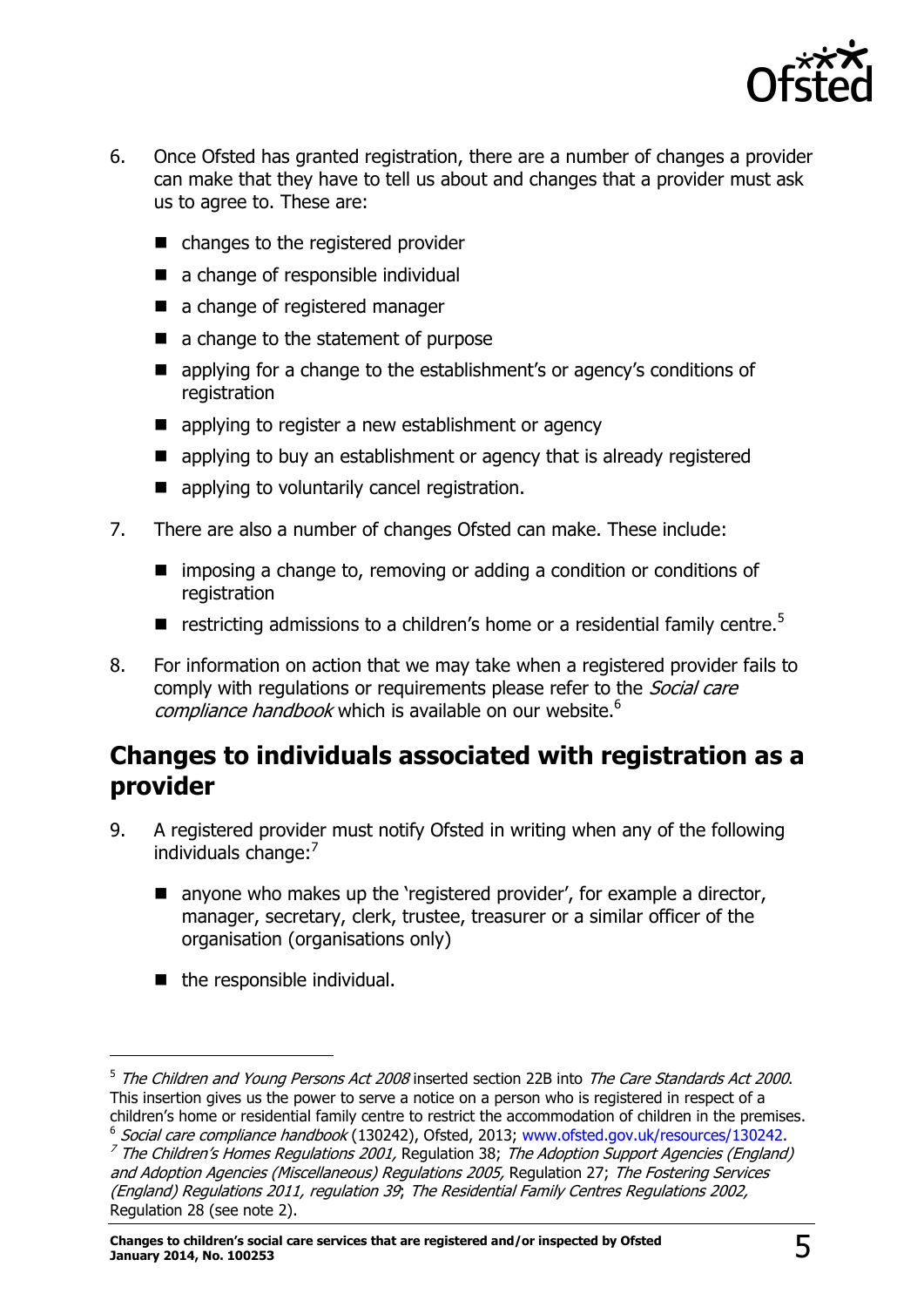6. Once Ofsted has granted registration, there are a number of changes a provider can make that they have to tell us about and changes that a provider must ask us to agree to. These are:

   - changes to the registered provider
   - a change of responsible individual
   - a change of registered manager
   - a change to the statement of purpose
   - applying for a change to the establishment's or agency's conditions of registration
   - applying to register a new establishment or agency
   - applying to buy an establishment or agency that is already registered
   - applying to voluntarily cancel registration.

7. There are also a number of changes Ofsted can make. These include:

   - imposing a change to, removing or adding a condition or conditions of registration
   - restricting admissions to a children's home or a residential family centre.[5]

8. For information on action that we may take when a registered provider fails to comply with regulations or requirements please refer to the *Social care compliance handbook* which is available on our website.[6]

## Changes to individuals associated with registration as a provider

9. A registered provider must notify Ofsted in writing when any of the following individuals change:[7]

   - anyone who makes up the 'registered provider', for example a director, manager, secretary, clerk, trustee, treasurer or a similar officer of the organisation (organisations only)
   - the responsible individual.

---

[5] *The Children and Young Persons Act 2008* inserted section 22B into *The Care Standards Act 2000*. This insertion gives us the power to serve a notice on a person who is registered in respect of a children's home or residential family centre to restrict the accommodation of children in the premises.

[6] *Social care compliance handbook* (130242), Ofsted, 2013; www.ofsted.gov.uk/resources/130242.

[7] *The Children's Homes Regulations 2001,* Regulation 38; *The Adoption Support Agencies (England) and Adoption Agencies (Miscellaneous) Regulations 2005,* Regulation 27; *The Fostering Services (England) Regulations 2011, regulation 39*; *The Residential Family Centres Regulations 2002,* Regulation 28 (see note 2).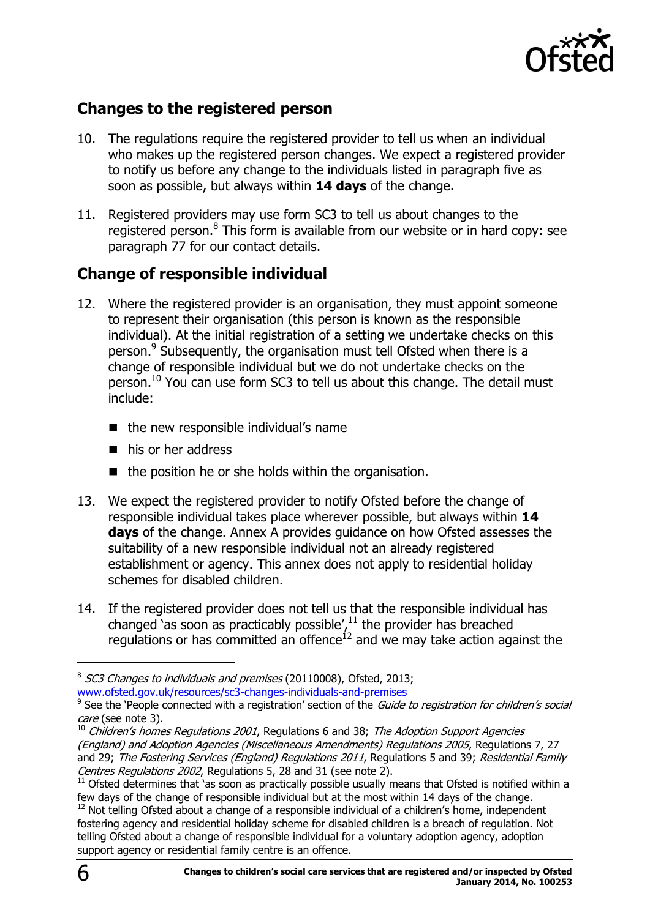## Changes to the registered person

10. The regulations require the registered provider to tell us when an individual who makes up the registered person changes. We expect a registered provider to notify us before any change to the individuals listed in paragraph five as soon as possible, but always within **14 days** of the change.

11. Registered providers may use form SC3 to tell us about changes to the registered person.[8] This form is available from our website or in hard copy: see paragraph 77 for our contact details.

## Change of responsible individual

12. Where the registered provider is an organisation, they must appoint someone to represent their organisation (this person is known as the responsible individual). At the initial registration of a setting we undertake checks on this person.[9] Subsequently, the organisation must tell Ofsted when there is a change of responsible individual but we do not undertake checks on the person.[10] You can use form SC3 to tell us about this change. The detail must include:

    - the new responsible individual's name
    - his or her address
    - the position he or she holds within the organisation.

13. We expect the registered provider to notify Ofsted before the change of responsible individual takes place wherever possible, but always within **14 days** of the change. Annex A provides guidance on how Ofsted assesses the suitability of a new responsible individual not an already registered establishment or agency. This annex does not apply to residential holiday schemes for disabled children.

14. If the registered provider does not tell us that the responsible individual has changed 'as soon as practicably possible',[11] the provider has breached regulations or has committed an offence[12] and we may take action against the

---

[8] *SC3 Changes to individuals and premises* (20110008), Ofsted, 2013; www.ofsted.gov.uk/resources/sc3-changes-individuals-and-premises

[9] See the 'People connected with a registration' section of the *Guide to registration for children's social care* (see note 3).

[10] *Children's homes Regulations 2001*, Regulations 6 and 38; *The Adoption Support Agencies (England) and Adoption Agencies (Miscellaneous Amendments) Regulations 2005*, Regulations 7, 27 and 29; *The Fostering Services (England) Regulations 2011*, Regulations 5 and 39; *Residential Family Centres Regulations 2002*, Regulations 5, 28 and 31 (see note 2).

[11] Ofsted determines that 'as soon as practically possible usually means that Ofsted is notified within a few days of the change of responsible individual but at the most within 14 days of the change.

[12] Not telling Ofsted about a change of a responsible individual of a children's home, independent fostering agency and residential holiday scheme for disabled children is a breach of regulation. Not telling Ofsted about a change of responsible individual for a voluntary adoption agency, adoption support agency or residential family centre is an offence.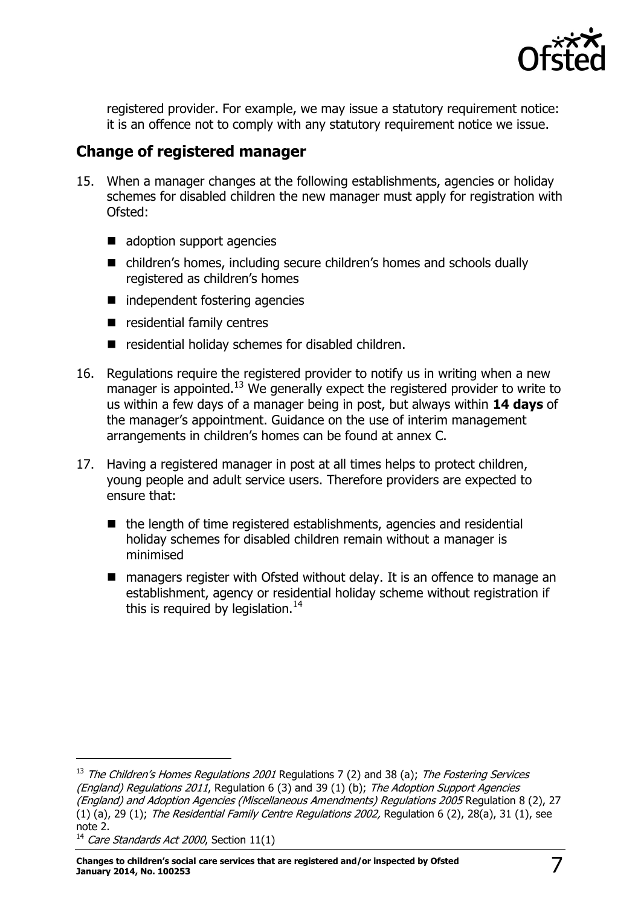registered provider. For example, we may issue a statutory requirement notice: it is an offence not to comply with any statutory requirement notice we issue.

## Change of registered manager

15. When a manager changes at the following establishments, agencies or holiday schemes for disabled children the new manager must apply for registration with Ofsted:

    - adoption support agencies
    - children's homes, including secure children's homes and schools dually registered as children's homes
    - independent fostering agencies
    - residential family centres
    - residential holiday schemes for disabled children.

16. Regulations require the registered provider to notify us in writing when a new manager is appointed.[13] We generally expect the registered provider to write to us within a few days of a manager being in post, but always within **14 days** of the manager's appointment. Guidance on the use of interim management arrangements in children's homes can be found at annex C.

17. Having a registered manager in post at all times helps to protect children, young people and adult service users. Therefore providers are expected to ensure that:

    - the length of time registered establishments, agencies and residential holiday schemes for disabled children remain without a manager is minimised
    - managers register with Ofsted without delay. It is an offence to manage an establishment, agency or residential holiday scheme without registration if this is required by legislation.[14]

---

[13] *The Children's Homes Regulations 2001* Regulations 7 (2) and 38 (a); *The Fostering Services (England) Regulations 2011*, Regulation 6 (3) and 39 (1) (b); *The Adoption Support Agencies (England) and Adoption Agencies (Miscellaneous Amendments) Regulations 2005* Regulation 8 (2), 27 (1) (a), 29 (1); *The Residential Family Centre Regulations 2002,* Regulation 6 (2), 28(a), 31 (1), see note 2.

[14] *Care Standards Act 2000*, Section 11(1)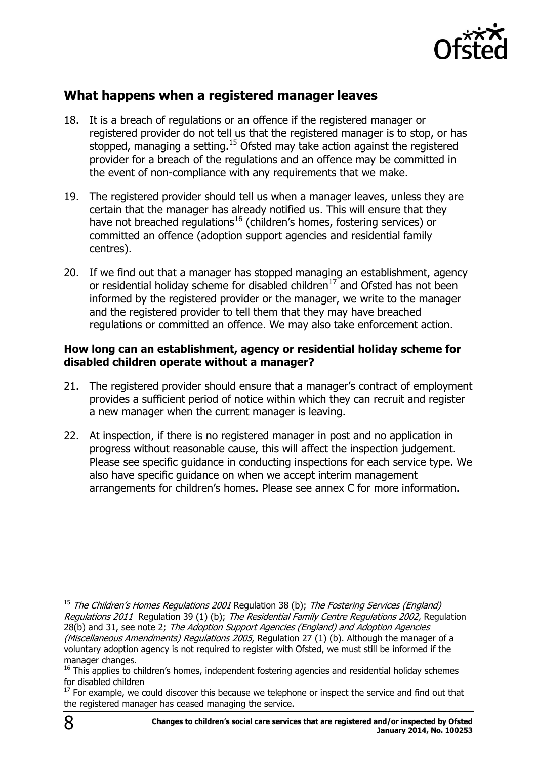## What happens when a registered manager leaves

18. It is a breach of regulations or an offence if the registered manager or registered provider do not tell us that the registered manager is to stop, or has stopped, managing a setting.[15] Ofsted may take action against the registered provider for a breach of the regulations and an offence may be committed in the event of non-compliance with any requirements that we make.

19. The registered provider should tell us when a manager leaves, unless they are certain that the manager has already notified us. This will ensure that they have not breached regulations[16] (children's homes, fostering services) or committed an offence (adoption support agencies and residential family centres).

20. If we find out that a manager has stopped managing an establishment, agency or residential holiday scheme for disabled children[17] and Ofsted has not been informed by the registered provider or the manager, we write to the manager and the registered provider to tell them that they may have breached regulations or committed an offence. We may also take enforcement action.

### How long can an establishment, agency or residential holiday scheme for disabled children operate without a manager?

21. The registered provider should ensure that a manager's contract of employment provides a sufficient period of notice within which they can recruit and register a new manager when the current manager is leaving.

22. At inspection, if there is no registered manager in post and no application in progress without reasonable cause, this will affect the inspection judgement. Please see specific guidance in conducting inspections for each service type. We also have specific guidance on when we accept interim management arrangements for children's homes. Please see annex C for more information.

---

[15] *The Children's Homes Regulations 2001* Regulation 38 (b); *The Fostering Services (England) Regulations 2011* Regulation 39 (1) (b); *The Residential Family Centre Regulations 2002,* Regulation 28(b) and 31, see note 2; *The Adoption Support Agencies (England) and Adoption Agencies (Miscellaneous Amendments) Regulations 2005*, Regulation 27 (1) (b). Although the manager of a voluntary adoption agency is not required to register with Ofsted, we must still be informed if the manager changes.

[16] This applies to children's homes, independent fostering agencies and residential holiday schemes for disabled children

[17] For example, we could discover this because we telephone or inspect the service and find out that the registered manager has ceased managing the service.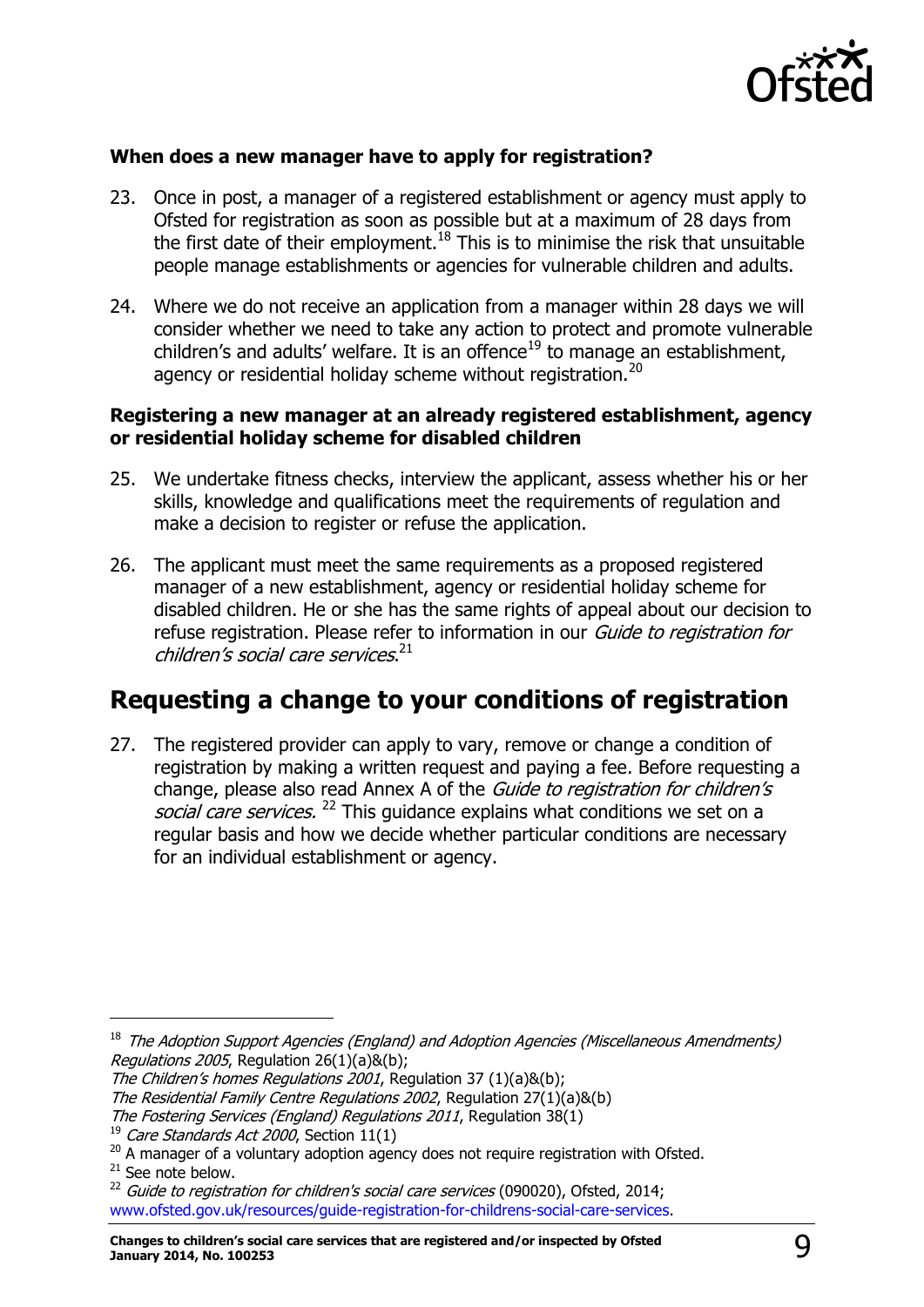### When does a new manager have to apply for registration?

23. Once in post, a manager of a registered establishment or agency must apply to Ofsted for registration as soon as possible but at a maximum of 28 days from the first date of their employment.[18] This is to minimise the risk that unsuitable people manage establishments or agencies for vulnerable children and adults.

24. Where we do not receive an application from a manager within 28 days we will consider whether we need to take any action to protect and promote vulnerable children's and adults' welfare. It is an offence[19] to manage an establishment, agency or residential holiday scheme without registration.[20]

### Registering a new manager at an already registered establishment, agency or residential holiday scheme for disabled children

25. We undertake fitness checks, interview the applicant, assess whether his or her skills, knowledge and qualifications meet the requirements of regulation and make a decision to register or refuse the application.

26. The applicant must meet the same requirements as a proposed registered manager of a new establishment, agency or residential holiday scheme for disabled children. He or she has the same rights of appeal about our decision to refuse registration. Please refer to information in our *Guide to registration for children's social care services*.[21]

## Requesting a change to your conditions of registration

27. The registered provider can apply to vary, remove or change a condition of registration by making a written request and paying a fee. Before requesting a change, please also read Annex A of the *Guide to registration for children's social care services.* [22] This guidance explains what conditions we set on a regular basis and how we decide whether particular conditions are necessary for an individual establishment or agency.

---

[18] *The Adoption Support Agencies (England) and Adoption Agencies (Miscellaneous Amendments) Regulations 2005*, Regulation 26(1)(a)&(b);
*The Children's homes Regulations 2001*, Regulation 37 (1)(a)&(b);
*The Residential Family Centre Regulations 2002*, Regulation 27(1)(a)&(b)
*The Fostering Services (England) Regulations 2011*, Regulation 38(1)

[19] *Care Standards Act 2000*, Section 11(1)

[20] A manager of a voluntary adoption agency does not require registration with Ofsted.

[21] See note below.

[22] *Guide to registration for children's social care services* (090020), Ofsted, 2014; www.ofsted.gov.uk/resources/guide-registration-for-childrens-social-care-services.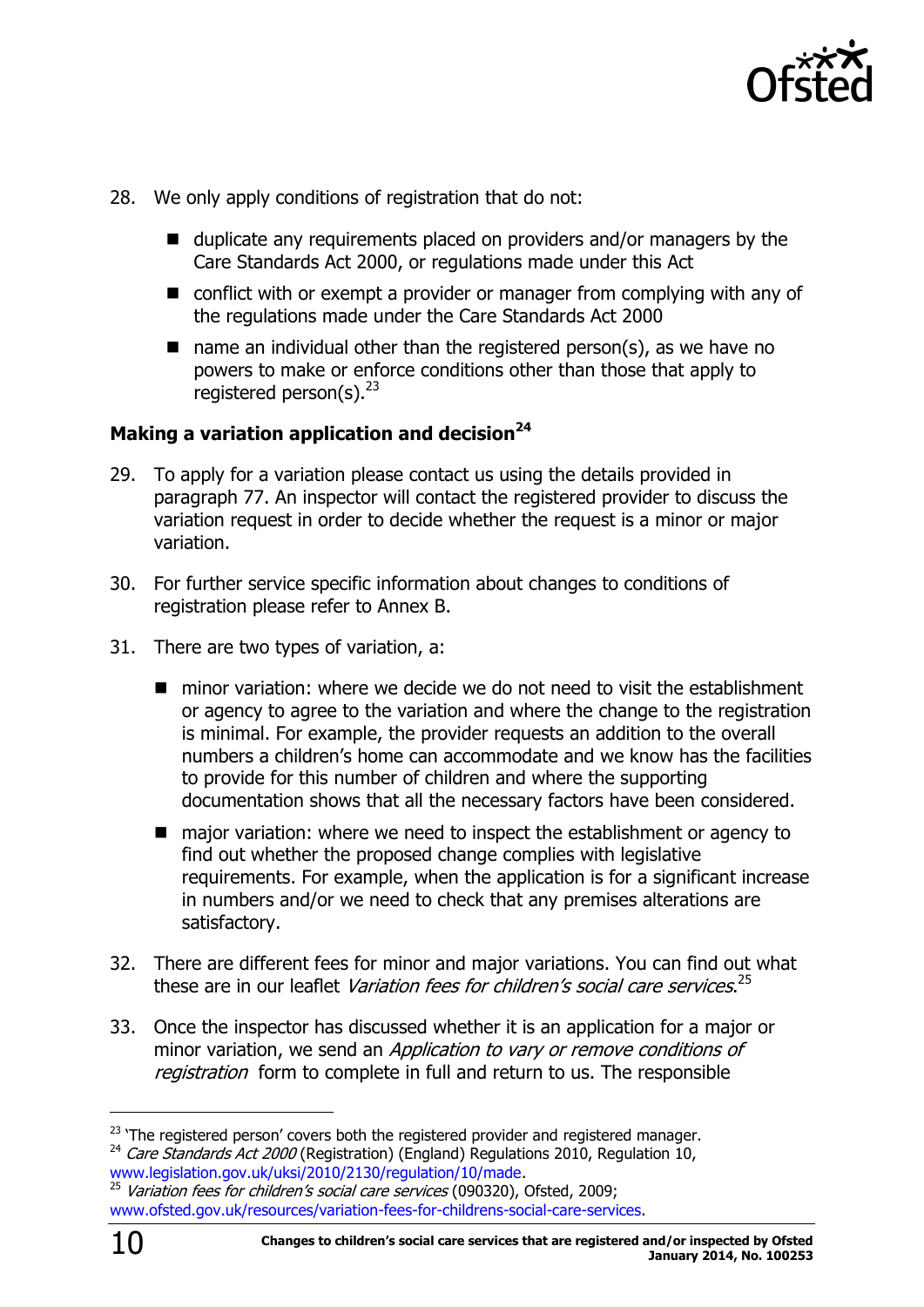28. We only apply conditions of registration that do not:

 - duplicate any requirements placed on providers and/or managers by the Care Standards Act 2000, or regulations made under this Act
 - conflict with or exempt a provider or manager from complying with any of the regulations made under the Care Standards Act 2000
 - name an individual other than the registered person(s), as we have no powers to make or enforce conditions other than those that apply to registered person(s).[23]

### Making a variation application and decision[24]

29. To apply for a variation please contact us using the details provided in paragraph 77. An inspector will contact the registered provider to discuss the variation request in order to decide whether the request is a minor or major variation.

30. For further service specific information about changes to conditions of registration please refer to Annex B.

31. There are two types of variation, a:

 - minor variation: where we decide we do not need to visit the establishment or agency to agree to the variation and where the change to the registration is minimal. For example, the provider requests an addition to the overall numbers a children's home can accommodate and we know has the facilities to provide for this number of children and where the supporting documentation shows that all the necessary factors have been considered.
 - major variation: where we need to inspect the establishment or agency to find out whether the proposed change complies with legislative requirements. For example, when the application is for a significant increase in numbers and/or we need to check that any premises alterations are satisfactory.

32. There are different fees for minor and major variations. You can find out what these are in our leaflet *Variation fees for children's social care services*.[25]

33. Once the inspector has discussed whether it is an application for a major or minor variation, we send an *Application to vary or remove conditions of registration* form to complete in full and return to us. The responsible

---

[23] 'The registered person' covers both the registered provider and registered manager.

[24] *Care Standards Act 2000* (Registration) (England) Regulations 2010, Regulation 10, www.legislation.gov.uk/uksi/2010/2130/regulation/10/made.

[25] *Variation fees for children's social care services* (090320), Ofsted, 2009; www.ofsted.gov.uk/resources/variation-fees-for-childrens-social-care-services.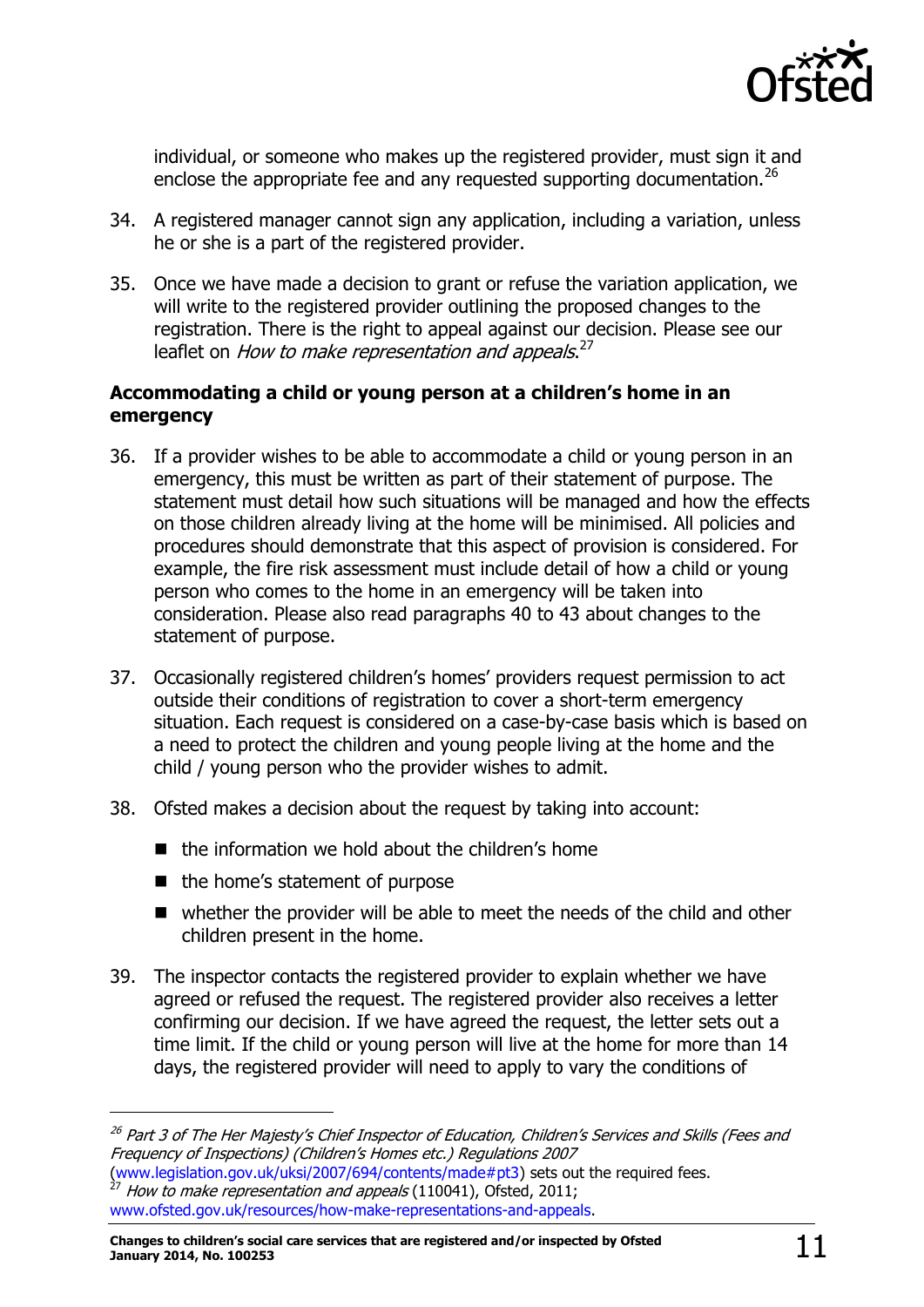individual, or someone who makes up the registered provider, must sign it and enclose the appropriate fee and any requested supporting documentation.[26]

34. A registered manager cannot sign any application, including a variation, unless he or she is a part of the registered provider.

35. Once we have made a decision to grant or refuse the variation application, we will write to the registered provider outlining the proposed changes to the registration. There is the right to appeal against our decision. Please see our leaflet on *How to make representation and appeals*.[27]

**Accommodating a child or young person at a children's home in an emergency**

36. If a provider wishes to be able to accommodate a child or young person in an emergency, this must be written as part of their statement of purpose. The statement must detail how such situations will be managed and how the effects on those children already living at the home will be minimised. All policies and procedures should demonstrate that this aspect of provision is considered. For example, the fire risk assessment must include detail of how a child or young person who comes to the home in an emergency will be taken into consideration. Please also read paragraphs 40 to 43 about changes to the statement of purpose.

37. Occasionally registered children's homes' providers request permission to act outside their conditions of registration to cover a short-term emergency situation. Each request is considered on a case-by-case basis which is based on a need to protect the children and young people living at the home and the child / young person who the provider wishes to admit.

38. Ofsted makes a decision about the request by taking into account:
    - the information we hold about the children's home
    - the home's statement of purpose
    - whether the provider will be able to meet the needs of the child and other children present in the home.

39. The inspector contacts the registered provider to explain whether we have agreed or refused the request. The registered provider also receives a letter confirming our decision. If we have agreed the request, the letter sets out a time limit. If the child or young person will live at the home for more than 14 days, the registered provider will need to apply to vary the conditions of

---

[26] *Part 3 of The Her Majesty's Chief Inspector of Education, Children's Services and Skills (Fees and Frequency of Inspections) (Children's Homes etc.) Regulations 2007* (www.legislation.gov.uk/uksi/2007/694/contents/made#pt3) sets out the required fees.

[27] *How to make representation and appeals* (110041), Ofsted, 2011; www.ofsted.gov.uk/resources/how-make-representations-and-appeals.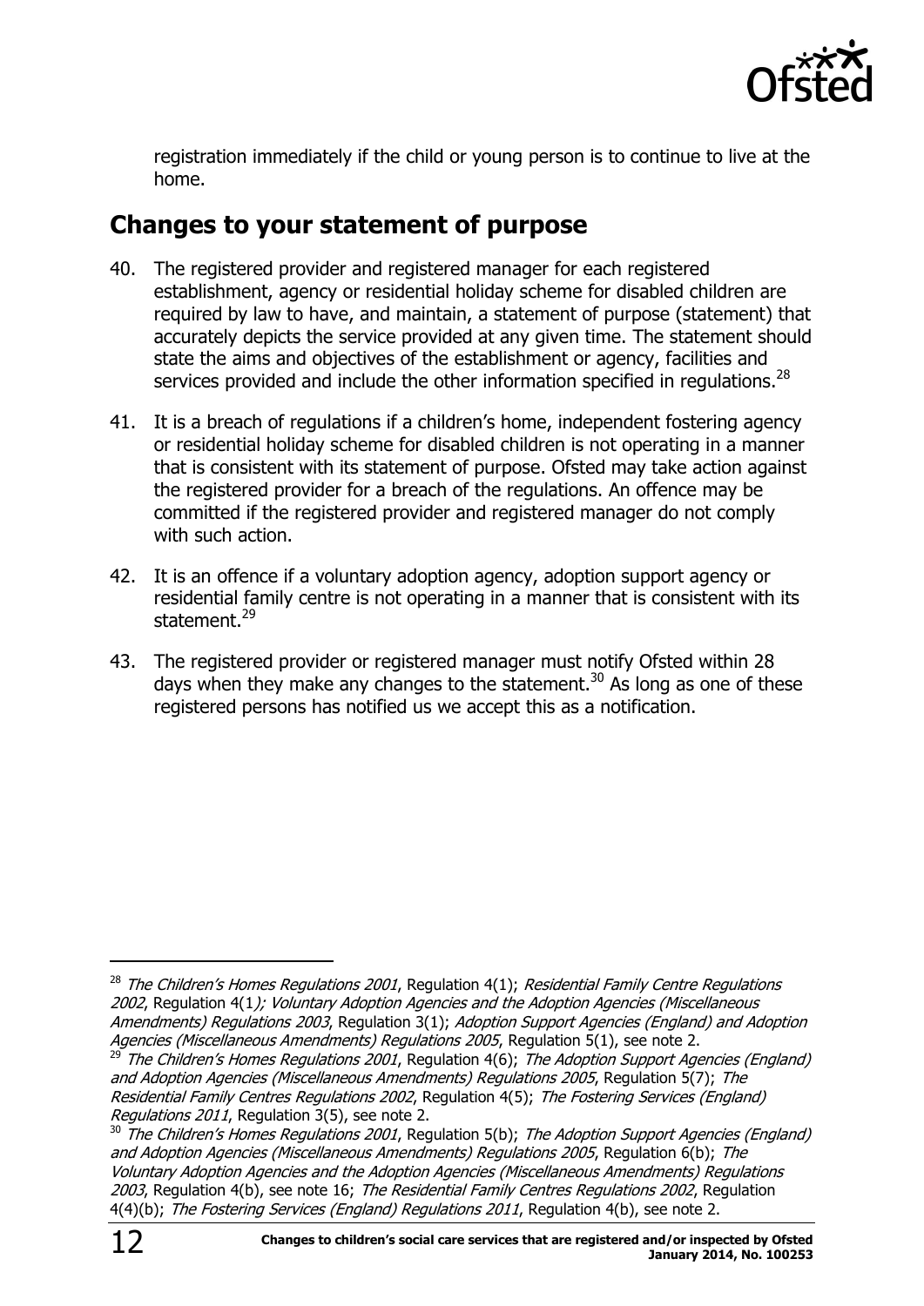registration immediately if the child or young person is to continue to live at the home.

## Changes to your statement of purpose

40. The registered provider and registered manager for each registered establishment, agency or residential holiday scheme for disabled children are required by law to have, and maintain, a statement of purpose (statement) that accurately depicts the service provided at any given time. The statement should state the aims and objectives of the establishment or agency, facilities and services provided and include the other information specified in regulations.[28]

41. It is a breach of regulations if a children's home, independent fostering agency or residential holiday scheme for disabled children is not operating in a manner that is consistent with its statement of purpose. Ofsted may take action against the registered provider for a breach of the regulations. An offence may be committed if the registered provider and registered manager do not comply with such action.

42. It is an offence if a voluntary adoption agency, adoption support agency or residential family centre is not operating in a manner that is consistent with its statement.[29]

43. The registered provider or registered manager must notify Ofsted within 28 days when they make any changes to the statement.[30] As long as one of these registered persons has notified us we accept this as a notification.

---

[28] *The Children's Homes Regulations 2001*, Regulation 4(1); *Residential Family Centre Regulations 2002*, Regulation 4(1*); Voluntary Adoption Agencies and the Adoption Agencies (Miscellaneous Amendments) Regulations 2003*, Regulation 3(1); *Adoption Support Agencies (England) and Adoption Agencies (Miscellaneous Amendments) Regulations 2005*, Regulation 5(1), see note 2.

[29] *The Children's Homes Regulations 2001*, Regulation 4(6); *The Adoption Support Agencies (England) and Adoption Agencies (Miscellaneous Amendments) Regulations 2005*, Regulation 5(7); *The Residential Family Centres Regulations 2002*, Regulation 4(5); *The Fostering Services (England) Regulations 2011*, Regulation 3(5), see note 2.

[30] *The Children's Homes Regulations 2001*, Regulation 5(b); *The Adoption Support Agencies (England) and Adoption Agencies (Miscellaneous Amendments) Regulations 2005*, Regulation 6(b); *The Voluntary Adoption Agencies and the Adoption Agencies (Miscellaneous Amendments) Regulations 2003*, Regulation 4(b), see note 16; *The Residential Family Centres Regulations 2002*, Regulation 4(4)(b); *The Fostering Services (England) Regulations 2011*, Regulation 4(b), see note 2.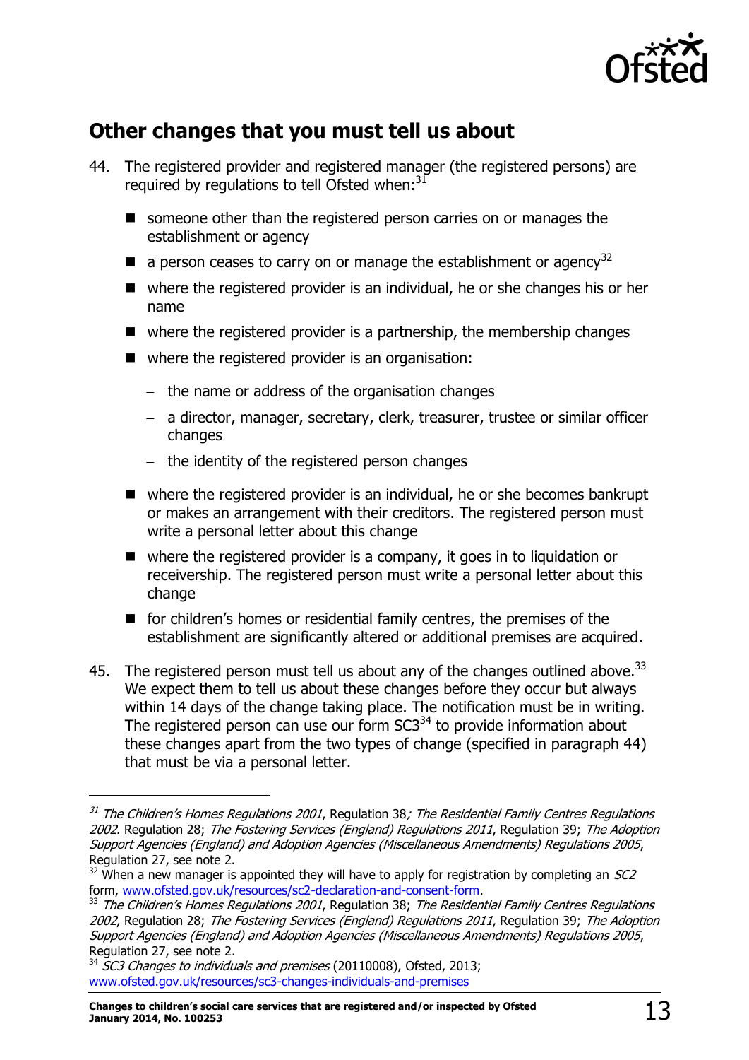## Other changes that you must tell us about

44. The registered provider and registered manager (the registered persons) are required by regulations to tell Ofsted when:[31]

    - someone other than the registered person carries on or manages the establishment or agency
    - a person ceases to carry on or manage the establishment or agency[32]
    - where the registered provider is an individual, he or she changes his or her name
    - where the registered provider is a partnership, the membership changes
    - where the registered provider is an organisation:
        - the name or address of the organisation changes
        - a director, manager, secretary, clerk, treasurer, trustee or similar officer changes
        - the identity of the registered person changes
    - where the registered provider is an individual, he or she becomes bankrupt or makes an arrangement with their creditors. The registered person must write a personal letter about this change
    - where the registered provider is a company, it goes in to liquidation or receivership. The registered person must write a personal letter about this change
    - for children's homes or residential family centres, the premises of the establishment are significantly altered or additional premises are acquired.

45. The registered person must tell us about any of the changes outlined above.[33] We expect them to tell us about these changes before they occur but always within 14 days of the change taking place. The notification must be in writing. The registered person can use our form SC3[34] to provide information about these changes apart from the two types of change (specified in paragraph 44) that must be via a personal letter.

---

[31] *The Children's Homes Regulations 2001*, Regulation 38*; The Residential Family Centres Regulations 2002*. Regulation 28; *The Fostering Services (England) Regulations 2011*, Regulation 39; *The Adoption Support Agencies (England) and Adoption Agencies (Miscellaneous Amendments) Regulations 2005*, Regulation 27, see note 2.

[32] When a new manager is appointed they will have to apply for registration by completing an *SC2* form, www.ofsted.gov.uk/resources/sc2-declaration-and-consent-form.

[33] *The Children's Homes Regulations 2001*, Regulation 38; *The Residential Family Centres Regulations 2002*, Regulation 28; *The Fostering Services (England) Regulations 2011*, Regulation 39; *The Adoption Support Agencies (England) and Adoption Agencies (Miscellaneous Amendments) Regulations 2005*, Regulation 27, see note 2.

[34] *SC3 Changes to individuals and premises* (20110008), Ofsted, 2013; www.ofsted.gov.uk/resources/sc3-changes-individuals-and-premises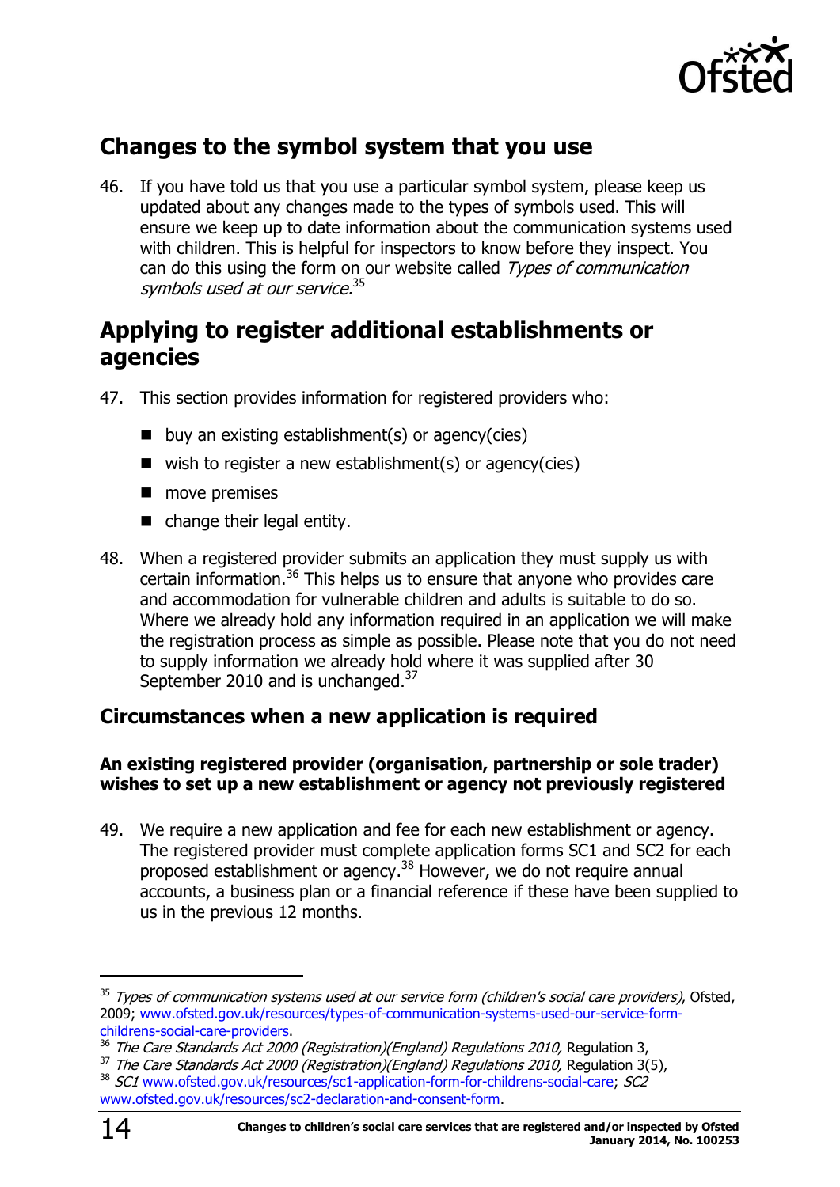## Changes to the symbol system that you use

46. If you have told us that you use a particular symbol system, please keep us updated about any changes made to the types of symbols used. This will ensure we keep up to date information about the communication systems used with children. This is helpful for inspectors to know before they inspect. You can do this using the form on our website called *Types of communication symbols used at our service.*[35]

## Applying to register additional establishments or agencies

47. This section provides information for registered providers who:

    - buy an existing establishment(s) or agency(cies)
    - wish to register a new establishment(s) or agency(cies)
    - move premises
    - change their legal entity.

48. When a registered provider submits an application they must supply us with certain information.[36] This helps us to ensure that anyone who provides care and accommodation for vulnerable children and adults is suitable to do so. Where we already hold any information required in an application we will make the registration process as simple as possible. Please note that you do not need to supply information we already hold where it was supplied after 30 September 2010 and is unchanged.[37]

### Circumstances when a new application is required

#### An existing registered provider (organisation, partnership or sole trader) wishes to set up a new establishment or agency not previously registered

49. We require a new application and fee for each new establishment or agency. The registered provider must complete application forms SC1 and SC2 for each proposed establishment or agency.[38] However, we do not require annual accounts, a business plan or a financial reference if these have been supplied to us in the previous 12 months.

---

[35] *Types of communication systems used at our service form (children's social care providers)*, Ofsted, 2009; www.ofsted.gov.uk/resources/types-of-communication-systems-used-our-service-form-childrens-social-care-providers.

[36] *The Care Standards Act 2000 (Registration)(England) Regulations 2010,* Regulation 3,

[37] *The Care Standards Act 2000 (Registration)(England) Regulations 2010,* Regulation 3(5),

[38] *SC1* www.ofsted.gov.uk/resources/sc1-application-form-for-childrens-social-care; *SC2* www.ofsted.gov.uk/resources/sc2-declaration-and-consent-form.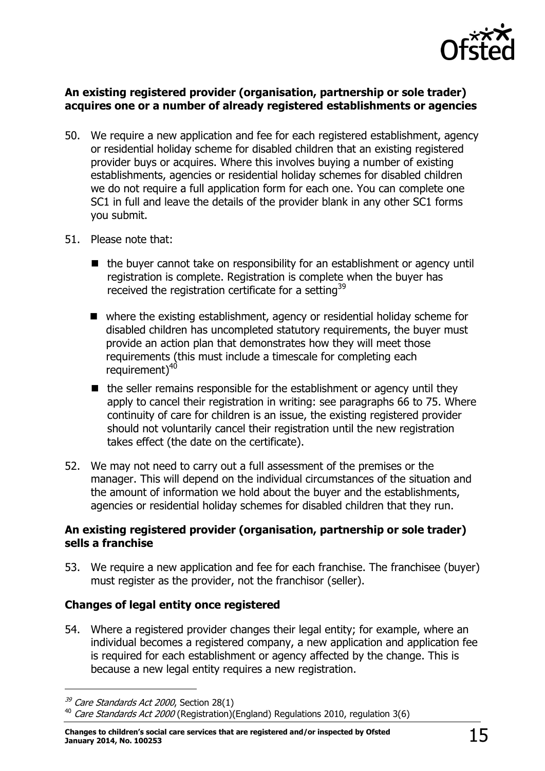**An existing registered provider (organisation, partnership or sole trader) acquires one or a number of already registered establishments or agencies**

50. We require a new application and fee for each registered establishment, agency or residential holiday scheme for disabled children that an existing registered provider buys or acquires. Where this involves buying a number of existing establishments, agencies or residential holiday schemes for disabled children we do not require a full application form for each one. You can complete one SC1 in full and leave the details of the provider blank in any other SC1 forms you submit.

51. Please note that:

   - the buyer cannot take on responsibility for an establishment or agency until registration is complete. Registration is complete when the buyer has received the registration certificate for a setting[39]
   - where the existing establishment, agency or residential holiday scheme for disabled children has uncompleted statutory requirements, the buyer must provide an action plan that demonstrates how they will meet those requirements (this must include a timescale for completing each requirement)[40]
   - the seller remains responsible for the establishment or agency until they apply to cancel their registration in writing: see paragraphs 66 to 75. Where continuity of care for children is an issue, the existing registered provider should not voluntarily cancel their registration until the new registration takes effect (the date on the certificate).

52. We may not need to carry out a full assessment of the premises or the manager. This will depend on the individual circumstances of the situation and the amount of information we hold about the buyer and the establishments, agencies or residential holiday schemes for disabled children that they run.

**An existing registered provider (organisation, partnership or sole trader) sells a franchise**

53. We require a new application and fee for each franchise. The franchisee (buyer) must register as the provider, not the franchisor (seller).

**Changes of legal entity once registered**

54. Where a registered provider changes their legal entity; for example, where an individual becomes a registered company, a new application and application fee is required for each establishment or agency affected by the change. This is because a new legal entity requires a new registration.

---

[39] *Care Standards Act 2000*, Section 28(1)

[40] *Care Standards Act 2000* (Registration)(England) Regulations 2010, regulation 3(6)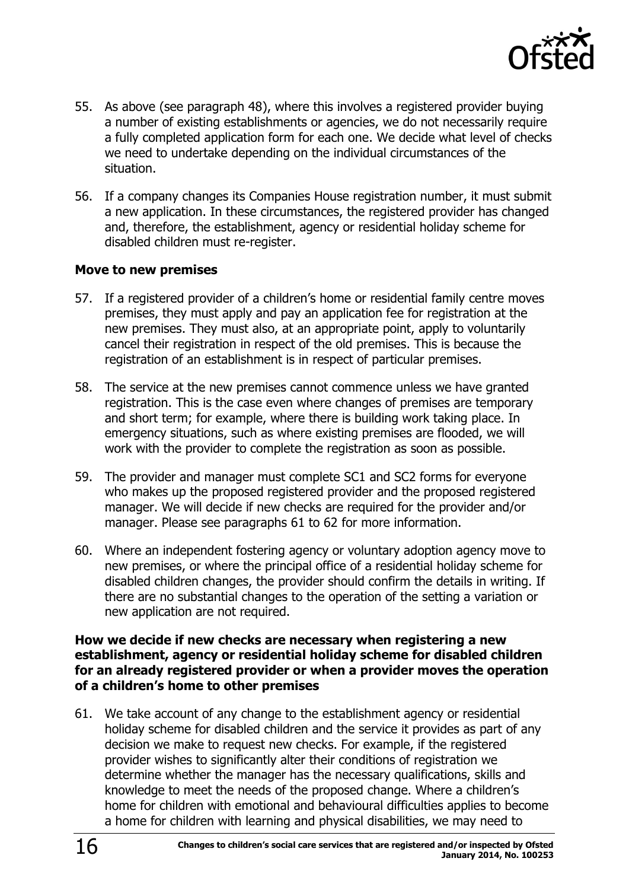55. As above (see paragraph 48), where this involves a registered provider buying a number of existing establishments or agencies, we do not necessarily require a fully completed application form for each one. We decide what level of checks we need to undertake depending on the individual circumstances of the situation.

56. If a company changes its Companies House registration number, it must submit a new application. In these circumstances, the registered provider has changed and, therefore, the establishment, agency or residential holiday scheme for disabled children must re-register.

### Move to new premises

57. If a registered provider of a children's home or residential family centre moves premises, they must apply and pay an application fee for registration at the new premises. They must also, at an appropriate point, apply to voluntarily cancel their registration in respect of the old premises. This is because the registration of an establishment is in respect of particular premises.

58. The service at the new premises cannot commence unless we have granted registration. This is the case even where changes of premises are temporary and short term; for example, where there is building work taking place. In emergency situations, such as where existing premises are flooded, we will work with the provider to complete the registration as soon as possible.

59. The provider and manager must complete SC1 and SC2 forms for everyone who makes up the proposed registered provider and the proposed registered manager. We will decide if new checks are required for the provider and/or manager. Please see paragraphs 61 to 62 for more information.

60. Where an independent fostering agency or voluntary adoption agency move to new premises, or where the principal office of a residential holiday scheme for disabled children changes, the provider should confirm the details in writing. If there are no substantial changes to the operation of the setting a variation or new application are not required.

### How we decide if new checks are necessary when registering a new establishment, agency or residential holiday scheme for disabled children for an already registered provider or when a provider moves the operation of a children's home to other premises

61. We take account of any change to the establishment agency or residential holiday scheme for disabled children and the service it provides as part of any decision we make to request new checks. For example, if the registered provider wishes to significantly alter their conditions of registration we determine whether the manager has the necessary qualifications, skills and knowledge to meet the needs of the proposed change. Where a children's home for children with emotional and behavioural difficulties applies to become a home for children with learning and physical disabilities, we may need to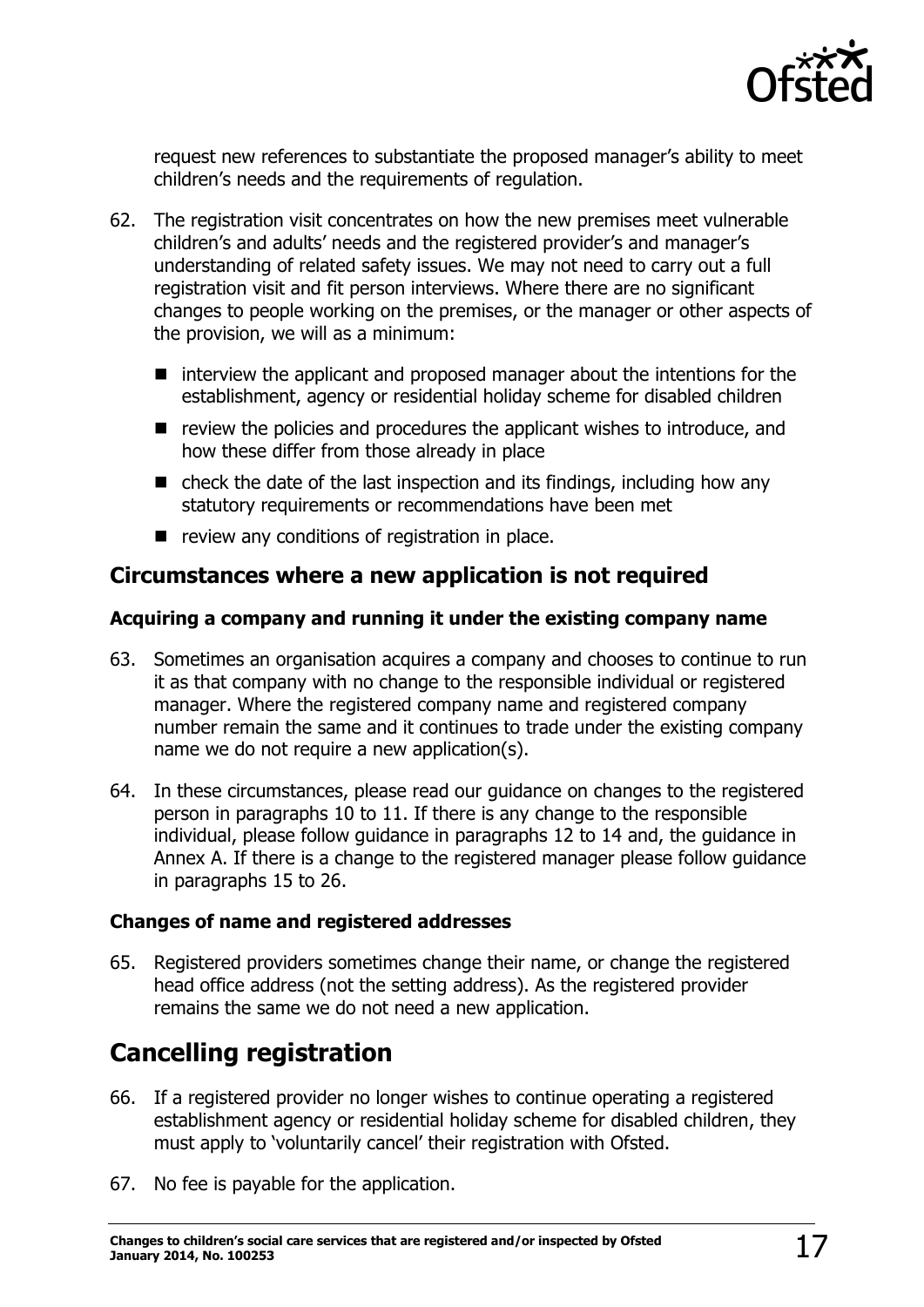request new references to substantiate the proposed manager's ability to meet children's needs and the requirements of regulation.

62. The registration visit concentrates on how the new premises meet vulnerable children's and adults' needs and the registered provider's and manager's understanding of related safety issues. We may not need to carry out a full registration visit and fit person interviews. Where there are no significant changes to people working on the premises, or the manager or other aspects of the provision, we will as a minimum:

   - interview the applicant and proposed manager about the intentions for the establishment, agency or residential holiday scheme for disabled children
   - review the policies and procedures the applicant wishes to introduce, and how these differ from those already in place
   - check the date of the last inspection and its findings, including how any statutory requirements or recommendations have been met
   - review any conditions of registration in place.

## Circumstances where a new application is not required

### Acquiring a company and running it under the existing company name

63. Sometimes an organisation acquires a company and chooses to continue to run it as that company with no change to the responsible individual or registered manager. Where the registered company name and registered company number remain the same and it continues to trade under the existing company name we do not require a new application(s).

64. In these circumstances, please read our guidance on changes to the registered person in paragraphs 10 to 11. If there is any change to the responsible individual, please follow guidance in paragraphs 12 to 14 and, the guidance in Annex A. If there is a change to the registered manager please follow guidance in paragraphs 15 to 26.

### Changes of name and registered addresses

65. Registered providers sometimes change their name, or change the registered head office address (not the setting address). As the registered provider remains the same we do not need a new application.

# Cancelling registration

66. If a registered provider no longer wishes to continue operating a registered establishment agency or residential holiday scheme for disabled children, they must apply to 'voluntarily cancel' their registration with Ofsted.

67. No fee is payable for the application.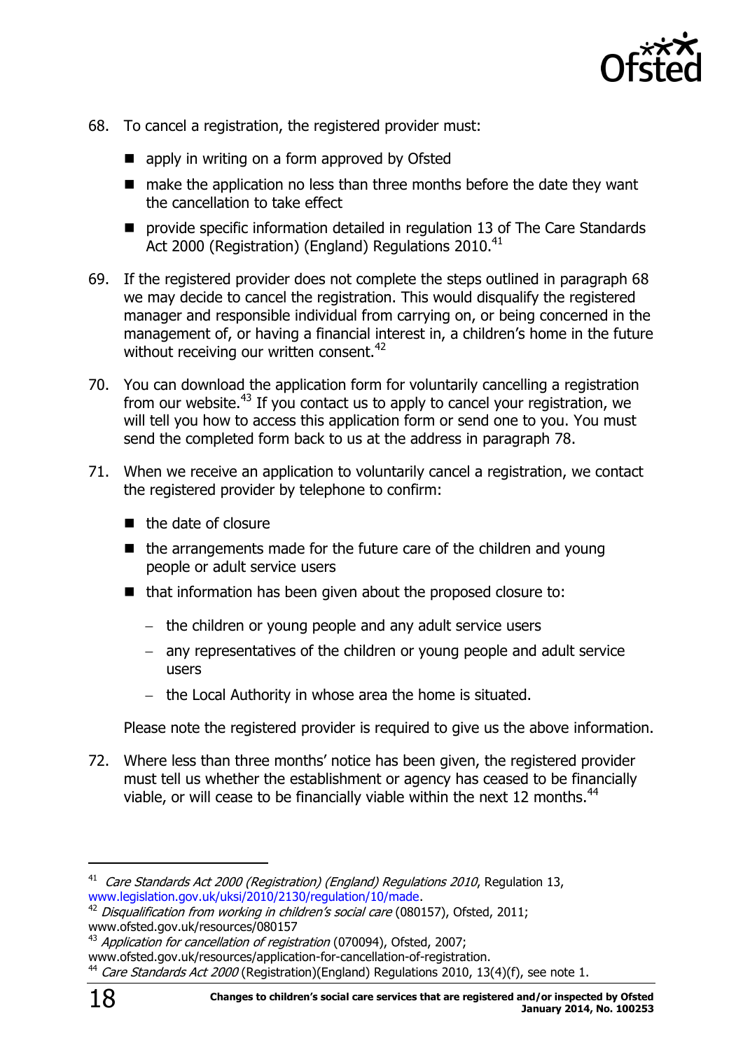68. To cancel a registration, the registered provider must:

- apply in writing on a form approved by Ofsted
- make the application no less than three months before the date they want the cancellation to take effect
- provide specific information detailed in regulation 13 of The Care Standards Act 2000 (Registration) (England) Regulations 2010.[41]

69. If the registered provider does not complete the steps outlined in paragraph 68 we may decide to cancel the registration. This would disqualify the registered manager and responsible individual from carrying on, or being concerned in the management of, or having a financial interest in, a children's home in the future without receiving our written consent.[42]

70. You can download the application form for voluntarily cancelling a registration from our website.[43] If you contact us to apply to cancel your registration, we will tell you how to access this application form or send one to you. You must send the completed form back to us at the address in paragraph 78.

71. When we receive an application to voluntarily cancel a registration, we contact the registered provider by telephone to confirm:

- the date of closure
- the arrangements made for the future care of the children and young people or adult service users
- that information has been given about the proposed closure to:
  - the children or young people and any adult service users
  - any representatives of the children or young people and adult service users
  - the Local Authority in whose area the home is situated.

Please note the registered provider is required to give us the above information.

72. Where less than three months' notice has been given, the registered provider must tell us whether the establishment or agency has ceased to be financially viable, or will cease to be financially viable within the next 12 months.[44]

---

[41] *Care Standards Act 2000 (Registration) (England) Regulations 2010*, Regulation 13, www.legislation.gov.uk/uksi/2010/2130/regulation/10/made.

[42] *Disqualification from working in children's social care* (080157), Ofsted, 2011; www.ofsted.gov.uk/resources/080157

[43] *Application for cancellation of registration* (070094), Ofsted, 2007; www.ofsted.gov.uk/resources/application-for-cancellation-of-registration.

[44] *Care Standards Act 2000* (Registration)(England) Regulations 2010, 13(4)(f), see note 1.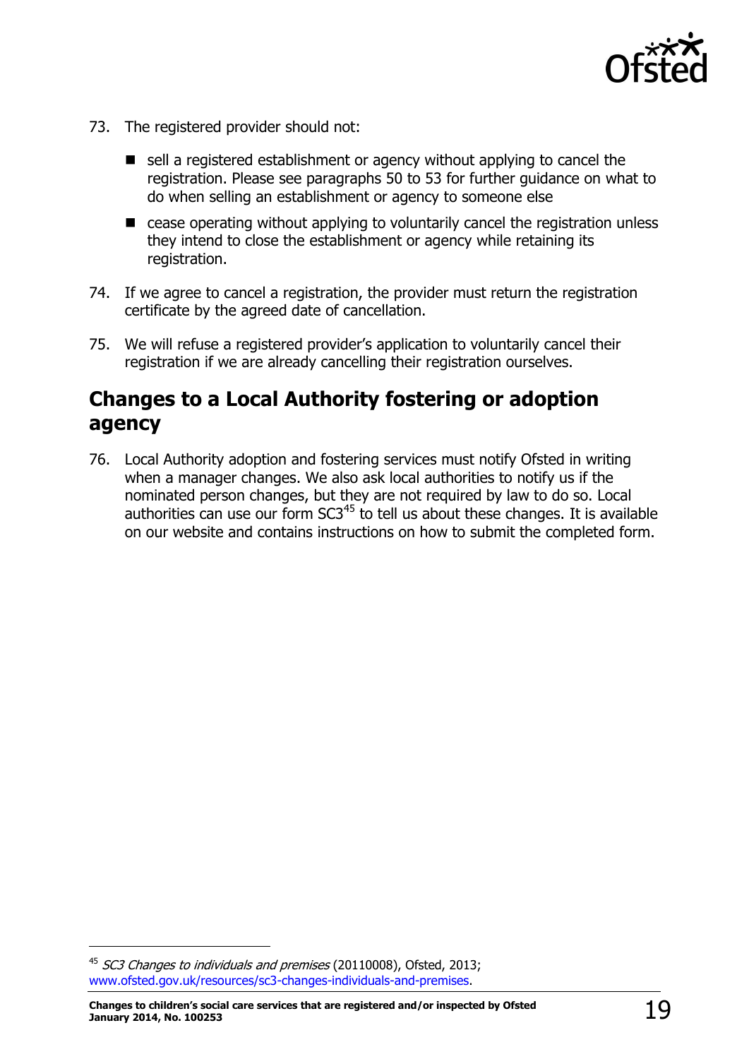73. The registered provider should not:

- sell a registered establishment or agency without applying to cancel the registration. Please see paragraphs 50 to 53 for further guidance on what to do when selling an establishment or agency to someone else
- cease operating without applying to voluntarily cancel the registration unless they intend to close the establishment or agency while retaining its registration.

74. If we agree to cancel a registration, the provider must return the registration certificate by the agreed date of cancellation.

75. We will refuse a registered provider's application to voluntarily cancel their registration if we are already cancelling their registration ourselves.

## Changes to a Local Authority fostering or adoption agency

76. Local Authority adoption and fostering services must notify Ofsted in writing when a manager changes. We also ask local authorities to notify us if the nominated person changes, but they are not required by law to do so. Local authorities can use our form SC3[45] to tell us about these changes. It is available on our website and contains instructions on how to submit the completed form.

---

[45] *SC3 Changes to individuals and premises* (20110008), Ofsted, 2013; www.ofsted.gov.uk/resources/sc3-changes-individuals-and-premises.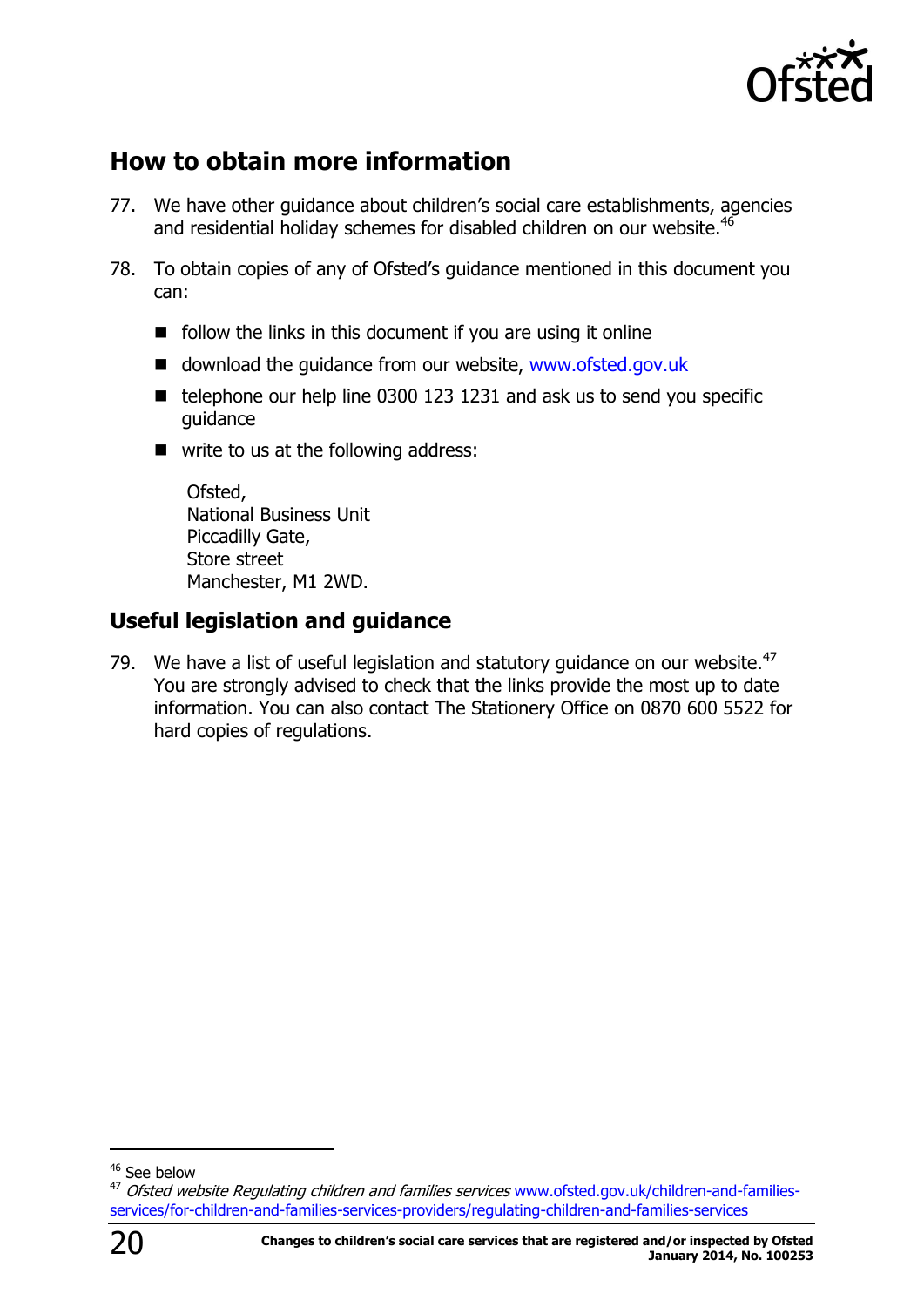## How to obtain more information

77. We have other guidance about children's social care establishments, agencies and residential holiday schemes for disabled children on our website.[46]

78. To obtain copies of any of Ofsted's guidance mentioned in this document you can:

   - follow the links in this document if you are using it online
   - download the guidance from our website, www.ofsted.gov.uk
   - telephone our help line 0300 123 1231 and ask us to send you specific guidance
   - write to us at the following address:

     Ofsted,
     National Business Unit
     Piccadilly Gate,
     Store street
     Manchester, M1 2WD.

## Useful legislation and guidance

79. We have a list of useful legislation and statutory guidance on our website.[47] You are strongly advised to check that the links provide the most up to date information. You can also contact The Stationery Office on 0870 600 5522 for hard copies of regulations.

---

[46] See below

[47] *Ofsted website Regulating children and families services* www.ofsted.gov.uk/children-and-families-services/for-children-and-families-services-providers/regulating-children-and-families-services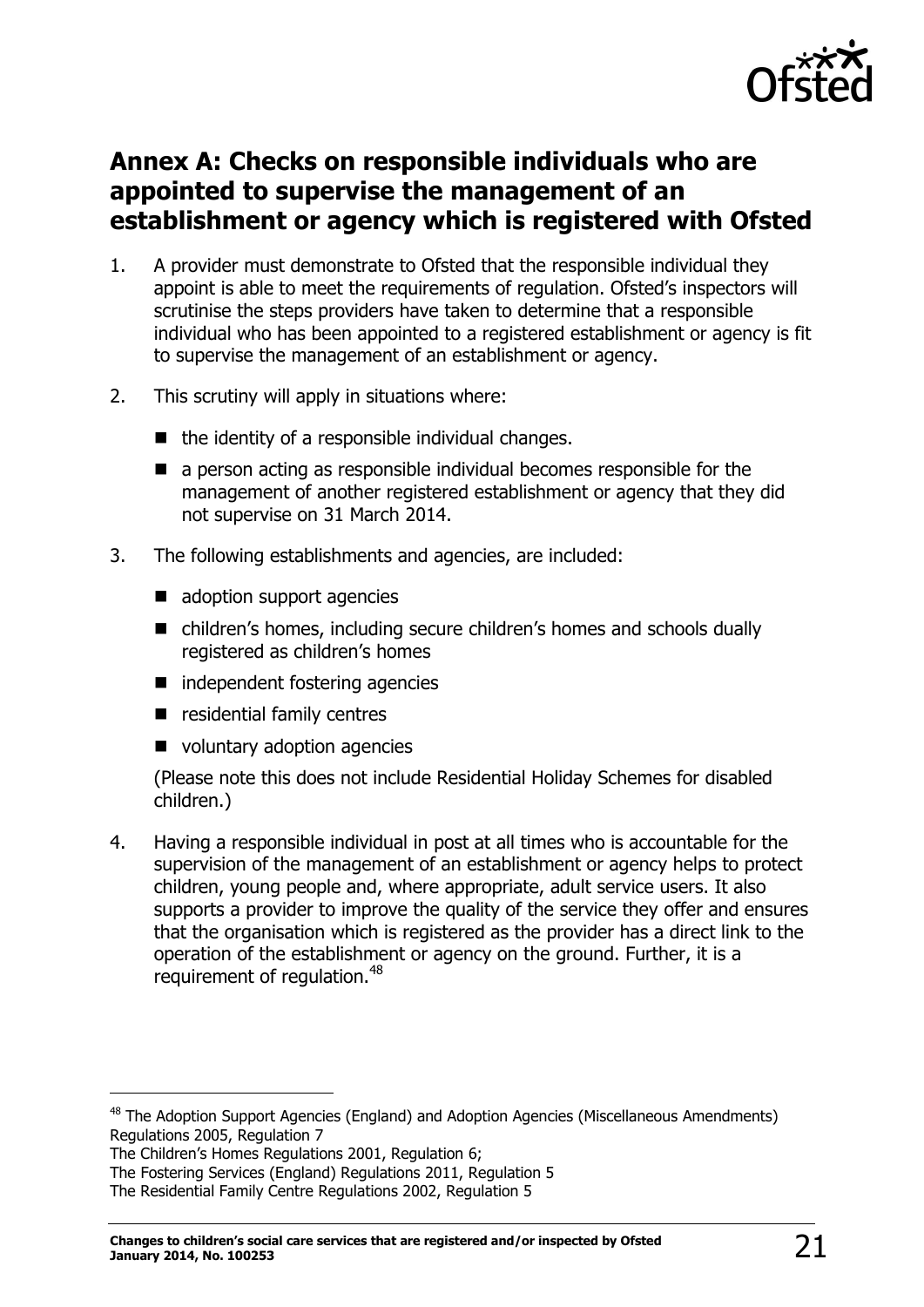## Annex A: Checks on responsible individuals who are appointed to supervise the management of an establishment or agency which is registered with Ofsted

1. A provider must demonstrate to Ofsted that the responsible individual they appoint is able to meet the requirements of regulation. Ofsted's inspectors will scrutinise the steps providers have taken to determine that a responsible individual who has been appointed to a registered establishment or agency is fit to supervise the management of an establishment or agency.

2. This scrutiny will apply in situations where:

   - the identity of a responsible individual changes.
   - a person acting as responsible individual becomes responsible for the management of another registered establishment or agency that they did not supervise on 31 March 2014.

3. The following establishments and agencies, are included:

   - adoption support agencies
   - children's homes, including secure children's homes and schools dually registered as children's homes
   - independent fostering agencies
   - residential family centres
   - voluntary adoption agencies

   (Please note this does not include Residential Holiday Schemes for disabled children.)

4. Having a responsible individual in post at all times who is accountable for the supervision of the management of an establishment or agency helps to protect children, young people and, where appropriate, adult service users. It also supports a provider to improve the quality of the service they offer and ensures that the organisation which is registered as the provider has a direct link to the operation of the establishment or agency on the ground. Further, it is a requirement of regulation.[48]

---

[48] The Adoption Support Agencies (England) and Adoption Agencies (Miscellaneous Amendments) Regulations 2005, Regulation 7
The Children's Homes Regulations 2001, Regulation 6;
The Fostering Services (England) Regulations 2011, Regulation 5
The Residential Family Centre Regulations 2002, Regulation 5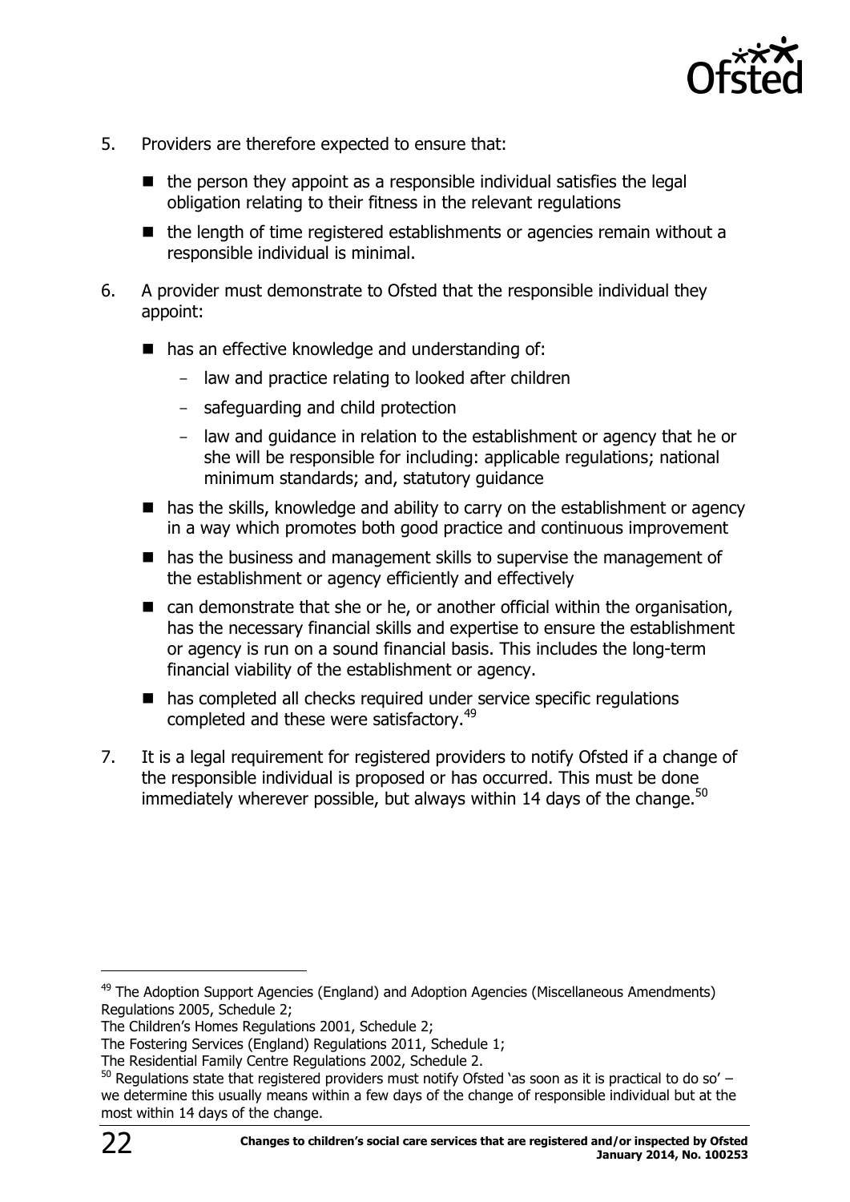5. Providers are therefore expected to ensure that:

   - the person they appoint as a responsible individual satisfies the legal obligation relating to their fitness in the relevant regulations
   - the length of time registered establishments or agencies remain without a responsible individual is minimal.

6. A provider must demonstrate to Ofsted that the responsible individual they appoint:

   - has an effective knowledge and understanding of:
     - law and practice relating to looked after children
     - safeguarding and child protection
     - law and guidance in relation to the establishment or agency that he or she will be responsible for including: applicable regulations; national minimum standards; and, statutory guidance
   - has the skills, knowledge and ability to carry on the establishment or agency in a way which promotes both good practice and continuous improvement
   - has the business and management skills to supervise the management of the establishment or agency efficiently and effectively
   - can demonstrate that she or he, or another official within the organisation, has the necessary financial skills and expertise to ensure the establishment or agency is run on a sound financial basis. This includes the long-term financial viability of the establishment or agency.
   - has completed all checks required under service specific regulations completed and these were satisfactory.[49]

7. It is a legal requirement for registered providers to notify Ofsted if a change of the responsible individual is proposed or has occurred. This must be done immediately wherever possible, but always within 14 days of the change.[50]

---

[49] The Adoption Support Agencies (England) and Adoption Agencies (Miscellaneous Amendments) Regulations 2005, Schedule 2;
The Children's Homes Regulations 2001, Schedule 2;
The Fostering Services (England) Regulations 2011, Schedule 1;
The Residential Family Centre Regulations 2002, Schedule 2.

[50] Regulations state that registered providers must notify Ofsted 'as soon as it is practical to do so' – we determine this usually means within a few days of the change of responsible individual but at the most within 14 days of the change.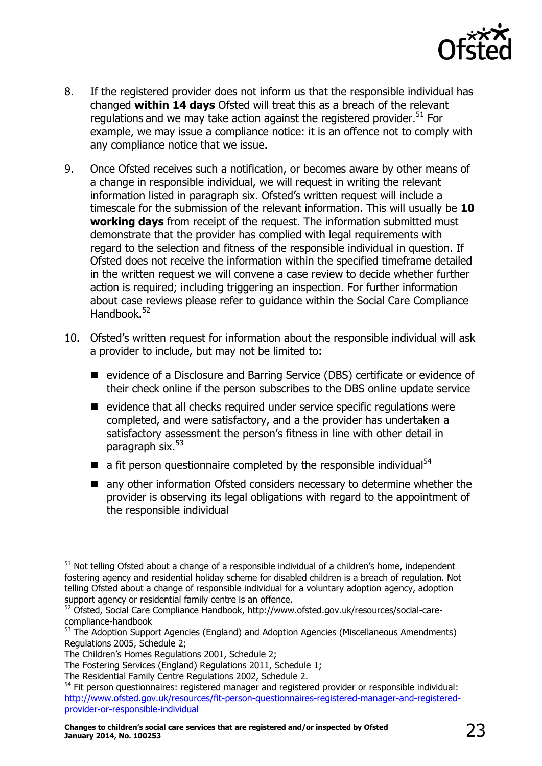8. If the registered provider does not inform us that the responsible individual has changed **within 14 days** Ofsted will treat this as a breach of the relevant regulations and we may take action against the registered provider.[51] For example, we may issue a compliance notice: it is an offence not to comply with any compliance notice that we issue.

9. Once Ofsted receives such a notification, or becomes aware by other means of a change in responsible individual, we will request in writing the relevant information listed in paragraph six. Ofsted's written request will include a timescale for the submission of the relevant information. This will usually be **10 working days** from receipt of the request. The information submitted must demonstrate that the provider has complied with legal requirements with regard to the selection and fitness of the responsible individual in question. If Ofsted does not receive the information within the specified timeframe detailed in the written request we will convene a case review to decide whether further action is required; including triggering an inspection. For further information about case reviews please refer to guidance within the Social Care Compliance Handbook.[52]

10. Ofsted's written request for information about the responsible individual will ask a provider to include, but may not be limited to:

    - evidence of a Disclosure and Barring Service (DBS) certificate or evidence of their check online if the person subscribes to the DBS online update service
    - evidence that all checks required under service specific regulations were completed, and were satisfactory, and a the provider has undertaken a satisfactory assessment the person's fitness in line with other detail in paragraph six.[53]
    - a fit person questionnaire completed by the responsible individual[54]
    - any other information Ofsted considers necessary to determine whether the provider is observing its legal obligations with regard to the appointment of the responsible individual

---

[51] Not telling Ofsted about a change of a responsible individual of a children's home, independent fostering agency and residential holiday scheme for disabled children is a breach of regulation. Not telling Ofsted about a change of responsible individual for a voluntary adoption agency, adoption support agency or residential family centre is an offence.

[52] Ofsted, Social Care Compliance Handbook, http://www.ofsted.gov.uk/resources/social-care-compliance-handbook

[53] The Adoption Support Agencies (England) and Adoption Agencies (Miscellaneous Amendments) Regulations 2005, Schedule 2;
The Children's Homes Regulations 2001, Schedule 2;
The Fostering Services (England) Regulations 2011, Schedule 1;
The Residential Family Centre Regulations 2002, Schedule 2.

[54] Fit person questionnaires: registered manager and registered provider or responsible individual: http://www.ofsted.gov.uk/resources/fit-person-questionnaires-registered-manager-and-registered-provider-or-responsible-individual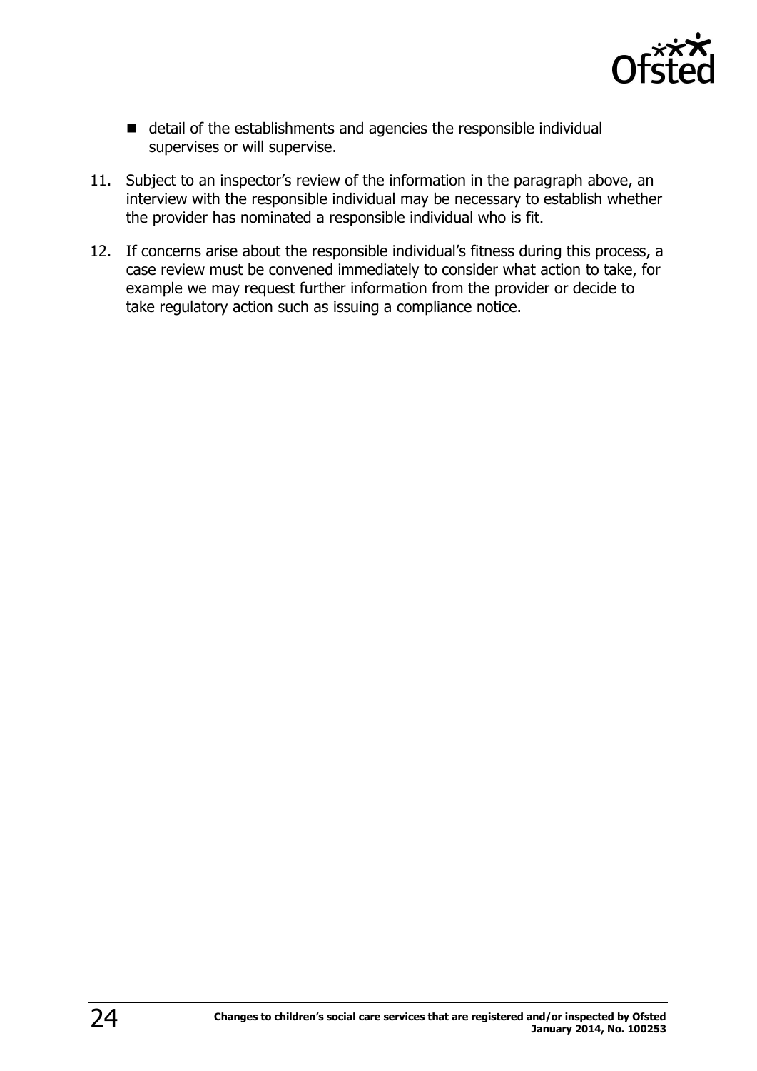- detail of the establishments and agencies the responsible individual supervises or will supervise.

11. Subject to an inspector's review of the information in the paragraph above, an interview with the responsible individual may be necessary to establish whether the provider has nominated a responsible individual who is fit.

12. If concerns arise about the responsible individual's fitness during this process, a case review must be convened immediately to consider what action to take, for example we may request further information from the provider or decide to take regulatory action such as issuing a compliance notice.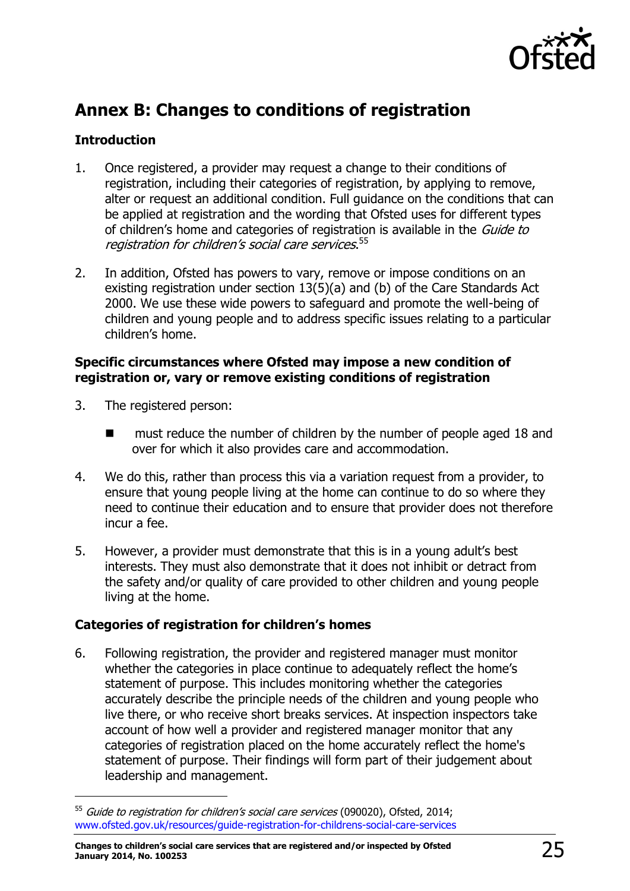## Annex B: Changes to conditions of registration

### Introduction

1. Once registered, a provider may request a change to their conditions of registration, including their categories of registration, by applying to remove, alter or request an additional condition. Full guidance on the conditions that can be applied at registration and the wording that Ofsted uses for different types of children's home and categories of registration is available in the *Guide to registration for children's social care services*.[55]

2. In addition, Ofsted has powers to vary, remove or impose conditions on an existing registration under section 13(5)(a) and (b) of the Care Standards Act 2000. We use these wide powers to safeguard and promote the well-being of children and young people and to address specific issues relating to a particular children's home.

### Specific circumstances where Ofsted may impose a new condition of registration or, vary or remove existing conditions of registration

3. The registered person:

   - must reduce the number of children by the number of people aged 18 and over for which it also provides care and accommodation.

4. We do this, rather than process this via a variation request from a provider, to ensure that young people living at the home can continue to do so where they need to continue their education and to ensure that provider does not therefore incur a fee.

5. However, a provider must demonstrate that this is in a young adult's best interests. They must also demonstrate that it does not inhibit or detract from the safety and/or quality of care provided to other children and young people living at the home.

### Categories of registration for children's homes

6. Following registration, the provider and registered manager must monitor whether the categories in place continue to adequately reflect the home's statement of purpose. This includes monitoring whether the categories accurately describe the principle needs of the children and young people who live there, or who receive short breaks services. At inspection inspectors take account of how well a provider and registered manager monitor that any categories of registration placed on the home accurately reflect the home's statement of purpose. Their findings will form part of their judgement about leadership and management.

---

[55] *Guide to registration for children's social care services* (090020), Ofsted, 2014; www.ofsted.gov.uk/resources/guide-registration-for-childrens-social-care-services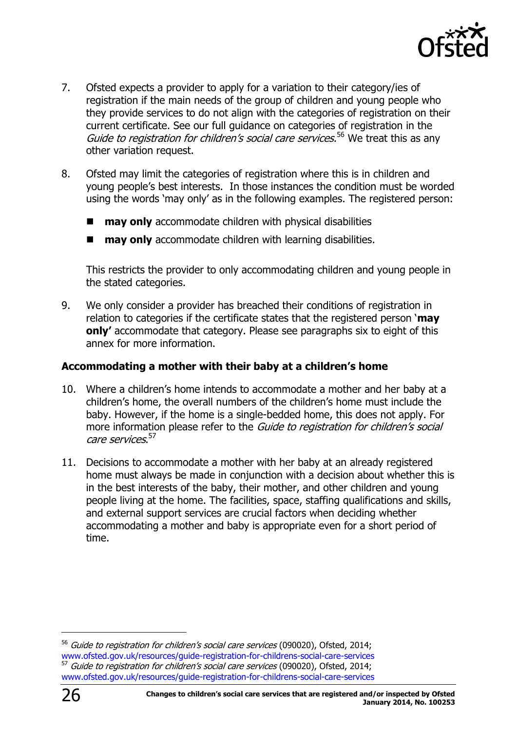7. Ofsted expects a provider to apply for a variation to their category/ies of registration if the main needs of the group of children and young people who they provide services to do not align with the categories of registration on their current certificate. See our full guidance on categories of registration in the *Guide to registration for children's social care services*.[56] We treat this as any other variation request.

8. Ofsted may limit the categories of registration where this is in children and young people's best interests. In those instances the condition must be worded using the words 'may only' as in the following examples. The registered person:

   - **may only** accommodate children with physical disabilities
   - **may only** accommodate children with learning disabilities.

   This restricts the provider to only accommodating children and young people in the stated categories.

9. We only consider a provider has breached their conditions of registration in relation to categories if the certificate states that the registered person '**may only'** accommodate that category. Please see paragraphs six to eight of this annex for more information.

### Accommodating a mother with their baby at a children's home

10. Where a children's home intends to accommodate a mother and her baby at a children's home, the overall numbers of the children's home must include the baby. However, if the home is a single-bedded home, this does not apply. For more information please refer to the *Guide to registration for children's social care services*.[57]

11. Decisions to accommodate a mother with her baby at an already registered home must always be made in conjunction with a decision about whether this is in the best interests of the baby, their mother, and other children and young people living at the home. The facilities, space, staffing qualifications and skills, and external support services are crucial factors when deciding whether accommodating a mother and baby is appropriate even for a short period of time.

---

[56] *Guide to registration for children's social care services* (090020), Ofsted, 2014; www.ofsted.gov.uk/resources/guide-registration-for-childrens-social-care-services

[57] *Guide to registration for children's social care services* (090020), Ofsted, 2014; www.ofsted.gov.uk/resources/guide-registration-for-childrens-social-care-services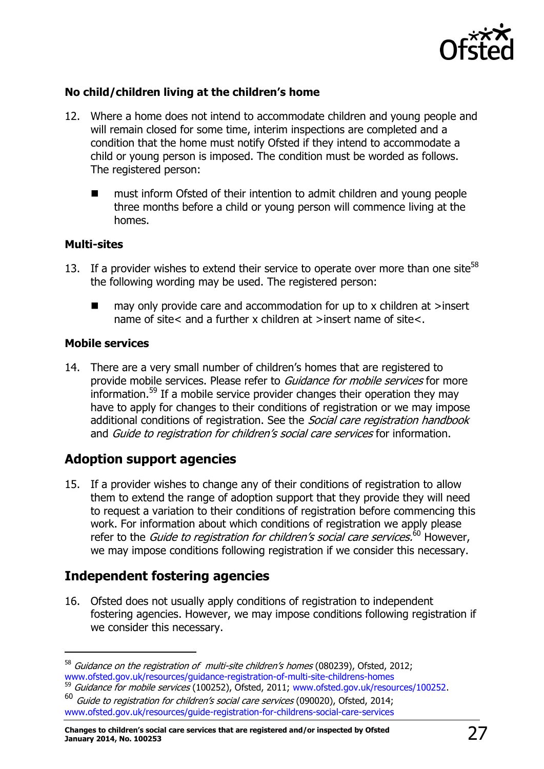**No child/children living at the children's home**

12. Where a home does not intend to accommodate children and young people and will remain closed for some time, interim inspections are completed and a condition that the home must notify Ofsted if they intend to accommodate a child or young person is imposed. The condition must be worded as follows. The registered person:

    - must inform Ofsted of their intention to admit children and young people three months before a child or young person will commence living at the homes.

**Multi-sites**

13. If a provider wishes to extend their service to operate over more than one site[58] the following wording may be used. The registered person:

    - may only provide care and accommodation for up to x children at >insert name of site< and a further x children at >insert name of site<.

**Mobile services**

14. There are a very small number of children's homes that are registered to provide mobile services. Please refer to *Guidance for mobile services* for more information.[59] If a mobile service provider changes their operation they may have to apply for changes to their conditions of registration or we may impose additional conditions of registration. See the *Social care registration handbook* and *Guide to registration for children's social care services* for information.

## Adoption support agencies

15. If a provider wishes to change any of their conditions of registration to allow them to extend the range of adoption support that they provide they will need to request a variation to their conditions of registration before commencing this work. For information about which conditions of registration we apply please refer to the *Guide to registration for children's social care services.*[60] However, we may impose conditions following registration if we consider this necessary.

## Independent fostering agencies

16. Ofsted does not usually apply conditions of registration to independent fostering agencies. However, we may impose conditions following registration if we consider this necessary.

---

[58] *Guidance on the registration of multi-site children's homes* (080239), Ofsted, 2012; www.ofsted.gov.uk/resources/guidance-registration-of-multi-site-childrens-homes

[59] *Guidance for mobile services* (100252), Ofsted, 2011; www.ofsted.gov.uk/resources/100252.

[60] *Guide to registration for children's social care services* (090020), Ofsted, 2014; www.ofsted.gov.uk/resources/guide-registration-for-childrens-social-care-services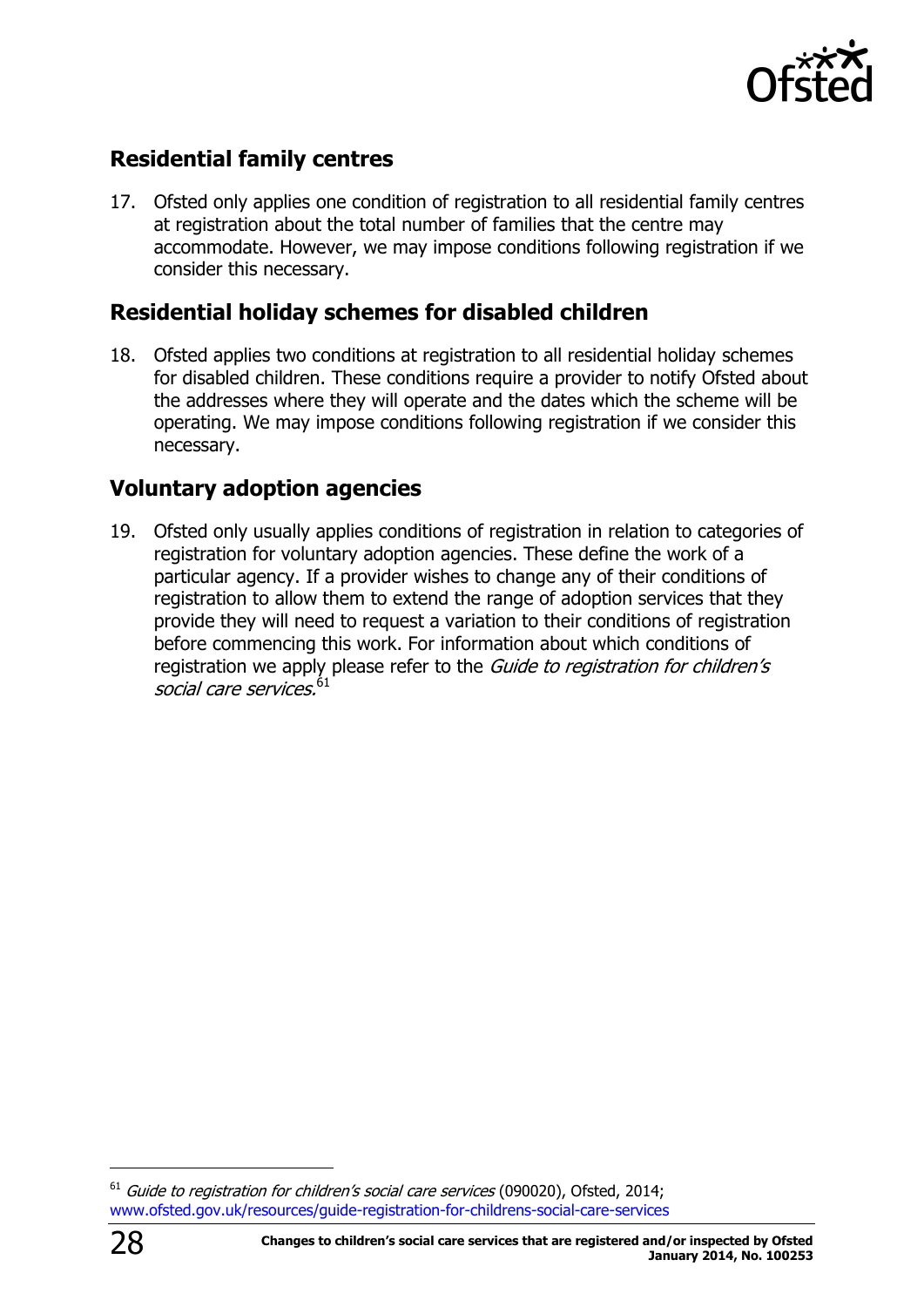## Residential family centres

17. Ofsted only applies one condition of registration to all residential family centres at registration about the total number of families that the centre may accommodate. However, we may impose conditions following registration if we consider this necessary.

## Residential holiday schemes for disabled children

18. Ofsted applies two conditions at registration to all residential holiday schemes for disabled children. These conditions require a provider to notify Ofsted about the addresses where they will operate and the dates which the scheme will be operating. We may impose conditions following registration if we consider this necessary.

## Voluntary adoption agencies

19. Ofsted only usually applies conditions of registration in relation to categories of registration for voluntary adoption agencies. These define the work of a particular agency. If a provider wishes to change any of their conditions of registration to allow them to extend the range of adoption services that they provide they will need to request a variation to their conditions of registration before commencing this work. For information about which conditions of registration we apply please refer to the *Guide to registration for children's social care services.*[61]

---

[61] *Guide to registration for children's social care services* (090020), Ofsted, 2014; www.ofsted.gov.uk/resources/guide-registration-for-childrens-social-care-services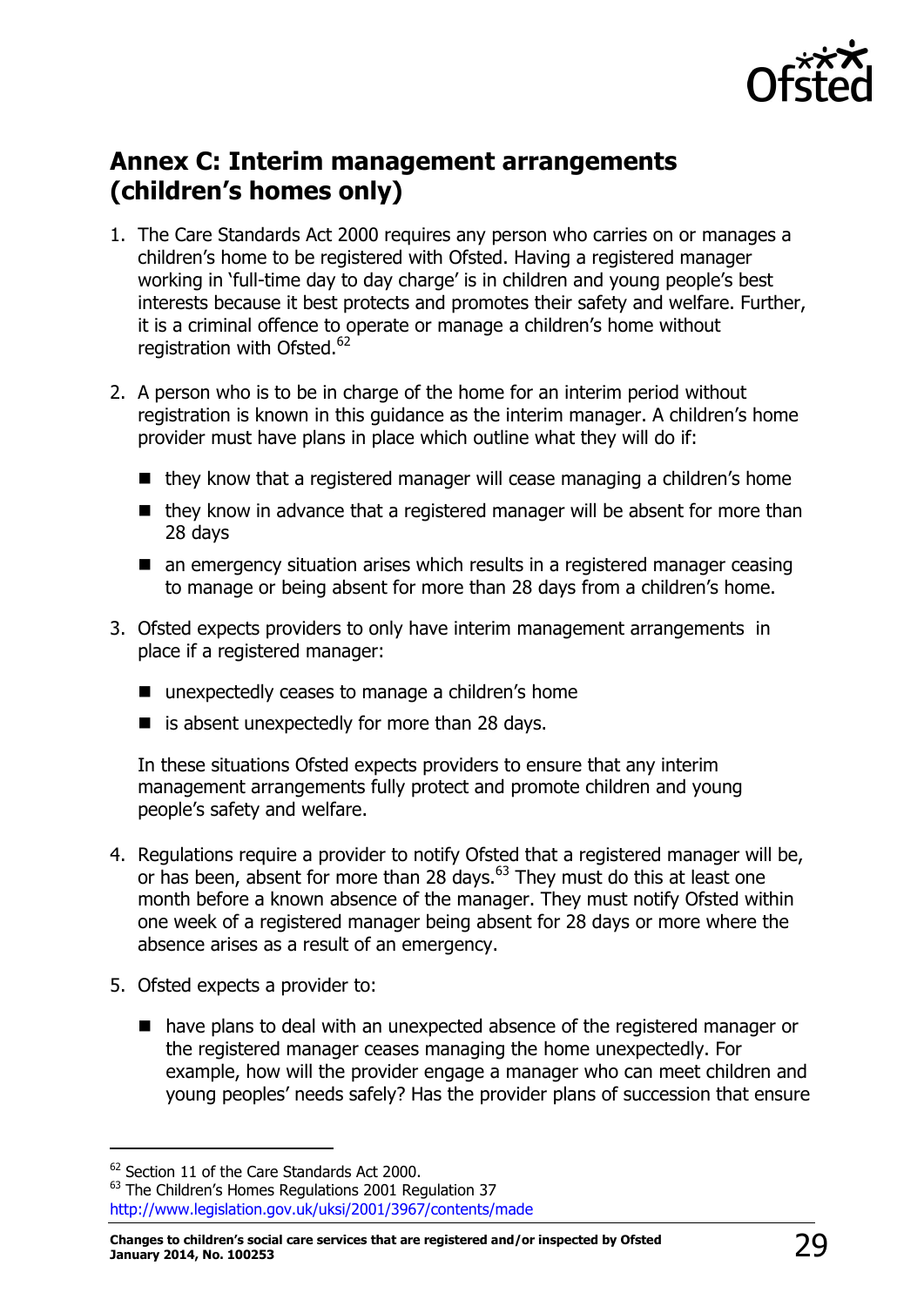## Annex C: Interim management arrangements (children's homes only)

1. The Care Standards Act 2000 requires any person who carries on or manages a children's home to be registered with Ofsted. Having a registered manager working in 'full-time day to day charge' is in children and young people's best interests because it best protects and promotes their safety and welfare. Further, it is a criminal offence to operate or manage a children's home without registration with Ofsted.[62]

2. A person who is to be in charge of the home for an interim period without registration is known in this guidance as the interim manager. A children's home provider must have plans in place which outline what they will do if:

   - they know that a registered manager will cease managing a children's home
   - they know in advance that a registered manager will be absent for more than 28 days
   - an emergency situation arises which results in a registered manager ceasing to manage or being absent for more than 28 days from a children's home.

3. Ofsted expects providers to only have interim management arrangements in place if a registered manager:

   - unexpectedly ceases to manage a children's home
   - is absent unexpectedly for more than 28 days.

   In these situations Ofsted expects providers to ensure that any interim management arrangements fully protect and promote children and young people's safety and welfare.

4. Regulations require a provider to notify Ofsted that a registered manager will be, or has been, absent for more than 28 days.[63] They must do this at least one month before a known absence of the manager. They must notify Ofsted within one week of a registered manager being absent for 28 days or more where the absence arises as a result of an emergency.

5. Ofsted expects a provider to:

   - have plans to deal with an unexpected absence of the registered manager or the registered manager ceases managing the home unexpectedly. For example, how will the provider engage a manager who can meet children and young peoples' needs safely? Has the provider plans of succession that ensure

---

[62] Section 11 of the Care Standards Act 2000.

[63] The Children's Homes Regulations 2001 Regulation 37 http://www.legislation.gov.uk/uksi/2001/3967/contents/made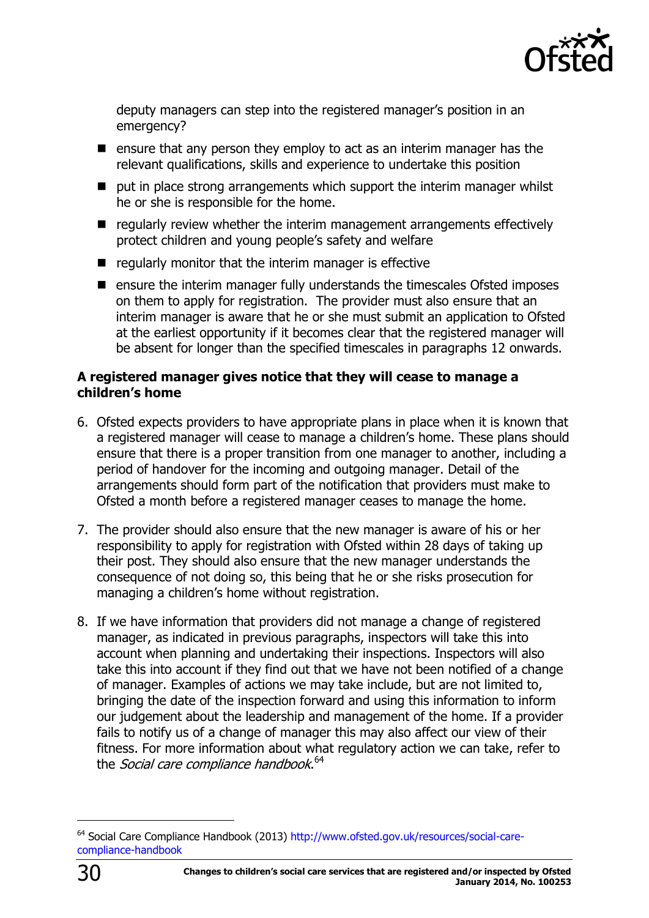deputy managers can step into the registered manager's position in an emergency?

- ensure that any person they employ to act as an interim manager has the relevant qualifications, skills and experience to undertake this position
- put in place strong arrangements which support the interim manager whilst he or she is responsible for the home.
- regularly review whether the interim management arrangements effectively protect children and young people's safety and welfare
- regularly monitor that the interim manager is effective
- ensure the interim manager fully understands the timescales Ofsted imposes on them to apply for registration. The provider must also ensure that an interim manager is aware that he or she must submit an application to Ofsted at the earliest opportunity if it becomes clear that the registered manager will be absent for longer than the specified timescales in paragraphs 12 onwards.

**A registered manager gives notice that they will cease to manage a children's home**

6. Ofsted expects providers to have appropriate plans in place when it is known that a registered manager will cease to manage a children's home. These plans should ensure that there is a proper transition from one manager to another, including a period of handover for the incoming and outgoing manager. Detail of the arrangements should form part of the notification that providers must make to Ofsted a month before a registered manager ceases to manage the home.

7. The provider should also ensure that the new manager is aware of his or her responsibility to apply for registration with Ofsted within 28 days of taking up their post. They should also ensure that the new manager understands the consequence of not doing so, this being that he or she risks prosecution for managing a children's home without registration.

8. If we have information that providers did not manage a change of registered manager, as indicated in previous paragraphs, inspectors will take this into account when planning and undertaking their inspections. Inspectors will also take this into account if they find out that we have not been notified of a change of manager. Examples of actions we may take include, but are not limited to, bringing the date of the inspection forward and using this information to inform our judgement about the leadership and management of the home. If a provider fails to notify us of a change of manager this may also affect our view of their fitness. For more information about what regulatory action we can take, refer to the *Social care compliance handbook*.[64]

[64] Social Care Compliance Handbook (2013) http://www.ofsted.gov.uk/resources/social-care-compliance-handbook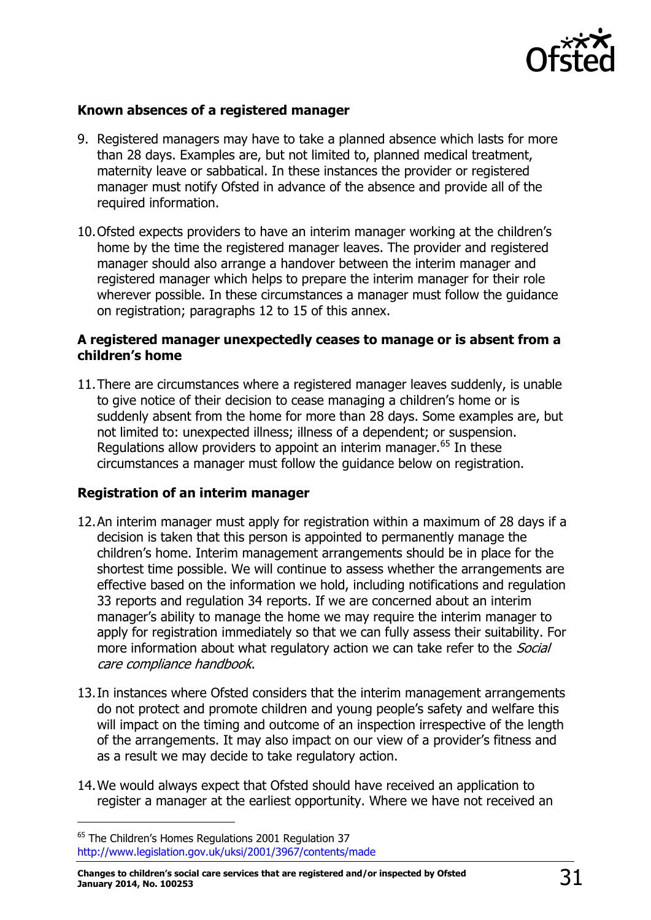**Known absences of a registered manager**

9. Registered managers may have to take a planned absence which lasts for more than 28 days. Examples are, but not limited to, planned medical treatment, maternity leave or sabbatical. In these instances the provider or registered manager must notify Ofsted in advance of the absence and provide all of the required information.

10. Ofsted expects providers to have an interim manager working at the children's home by the time the registered manager leaves. The provider and registered manager should also arrange a handover between the interim manager and registered manager which helps to prepare the interim manager for their role wherever possible. In these circumstances a manager must follow the guidance on registration; paragraphs 12 to 15 of this annex.

**A registered manager unexpectedly ceases to manage or is absent from a children's home**

11. There are circumstances where a registered manager leaves suddenly, is unable to give notice of their decision to cease managing a children's home or is suddenly absent from the home for more than 28 days. Some examples are, but not limited to: unexpected illness; illness of a dependent; or suspension. Regulations allow providers to appoint an interim manager.[65] In these circumstances a manager must follow the guidance below on registration.

**Registration of an interim manager**

12. An interim manager must apply for registration within a maximum of 28 days if a decision is taken that this person is appointed to permanently manage the children's home. Interim management arrangements should be in place for the shortest time possible. We will continue to assess whether the arrangements are effective based on the information we hold, including notifications and regulation 33 reports and regulation 34 reports. If we are concerned about an interim manager's ability to manage the home we may require the interim manager to apply for registration immediately so that we can fully assess their suitability. For more information about what regulatory action we can take refer to the *Social care compliance handbook*.

13. In instances where Ofsted considers that the interim management arrangements do not protect and promote children and young people's safety and welfare this will impact on the timing and outcome of an inspection irrespective of the length of the arrangements. It may also impact on our view of a provider's fitness and as a result we may decide to take regulatory action.

14. We would always expect that Ofsted should have received an application to register a manager at the earliest opportunity. Where we have not received an

[65] The Children's Homes Regulations 2001 Regulation 37
http://www.legislation.gov.uk/uksi/2001/3967/contents/made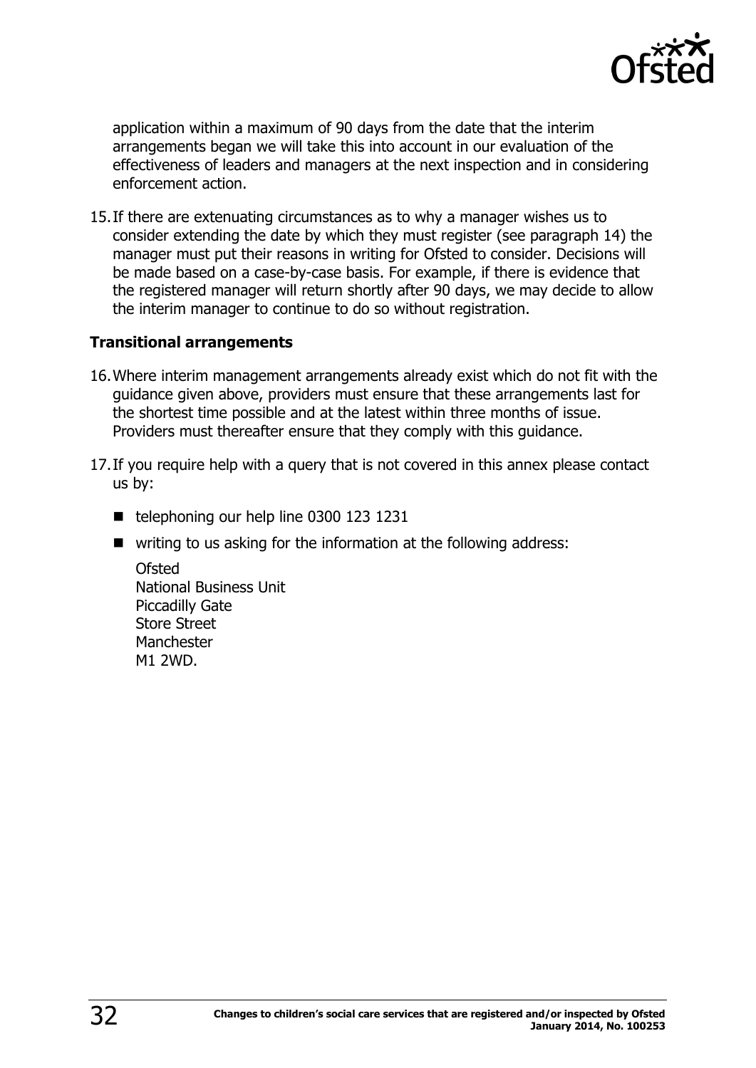application within a maximum of 90 days from the date that the interim arrangements began we will take this into account in our evaluation of the effectiveness of leaders and managers at the next inspection and in considering enforcement action.

15. If there are extenuating circumstances as to why a manager wishes us to consider extending the date by which they must register (see paragraph 14) the manager must put their reasons in writing for Ofsted to consider. Decisions will be made based on a case-by-case basis. For example, if there is evidence that the registered manager will return shortly after 90 days, we may decide to allow the interim manager to continue to do so without registration.

**Transitional arrangements**

16. Where interim management arrangements already exist which do not fit with the guidance given above, providers must ensure that these arrangements last for the shortest time possible and at the latest within three months of issue. Providers must thereafter ensure that they comply with this guidance.

17. If you require help with a query that is not covered in this annex please contact us by:

- telephoning our help line 0300 123 1231
- writing to us asking for the information at the following address:

  Ofsted
  National Business Unit
  Piccadilly Gate
  Store Street
  Manchester
  M1 2WD.